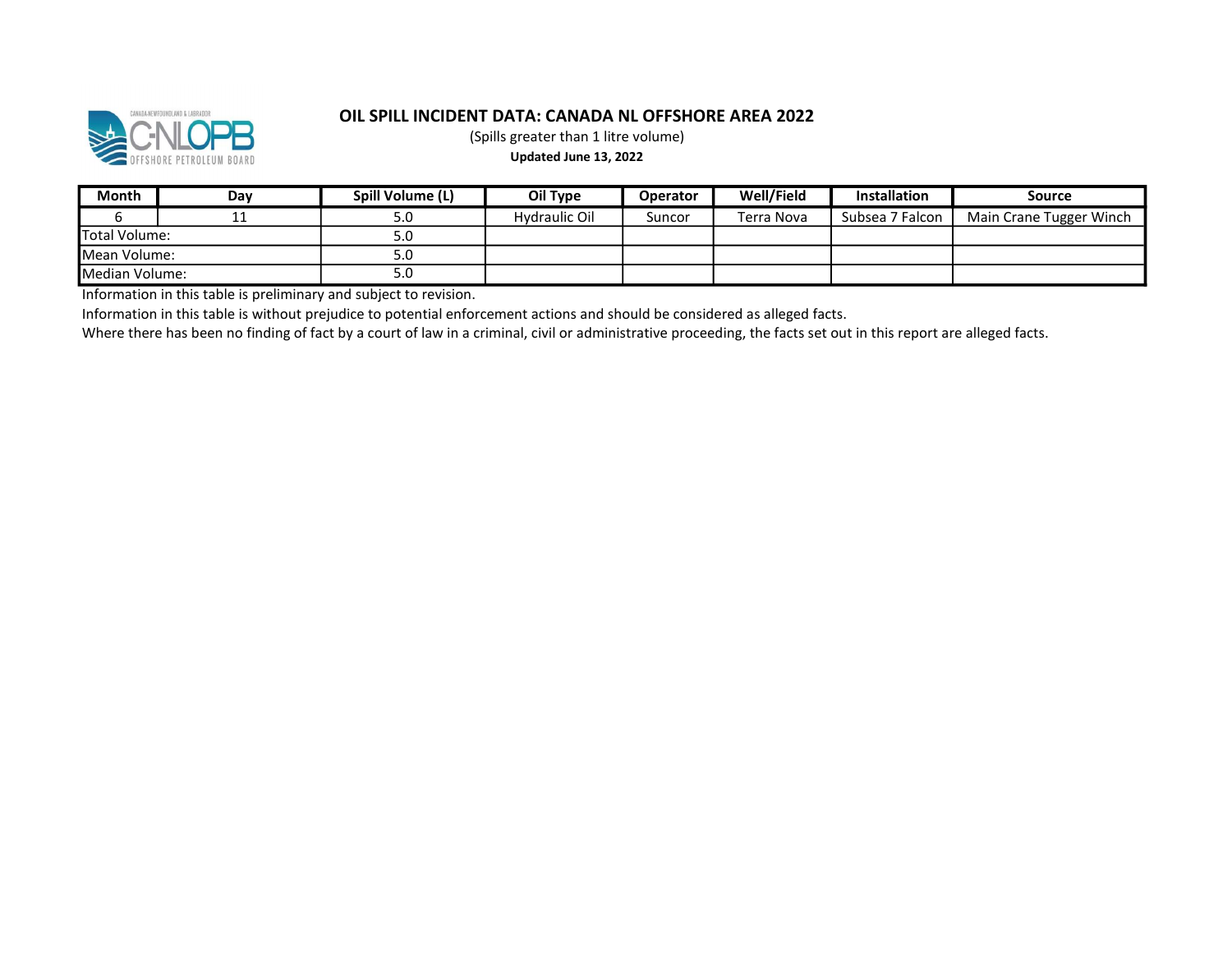# OIL SPILL INCIDENT DATA: CANADA NL OFFSHORE AREA 2022

(Spills greater than 1 litre volume)

**Updated June 13, 2022**

| Month | Day | Spill Volume (L) | Oil Type | Operator | Well/Field | Installation | Source |
|---|---|---|---|---|---|---|---|
| 6 | 11 | 5.0 | Hydraulic Oil | Suncor | Terra Nova | Subsea 7 Falcon | Main Crane Tugger Winch |
| Total Volume: | | 5.0 | | | | | |
| Mean Volume: | | 5.0 | | | | | |
| Median Volume: | | 5.0 | | | | | |

Information in this table is preliminary and subject to revision.

Information in this table is without prejudice to potential enforcement actions and should be considered as alleged facts.

Where there has been no finding of fact by a court of law in a criminal, civil or administrative proceeding, the facts set out in this report are alleged facts.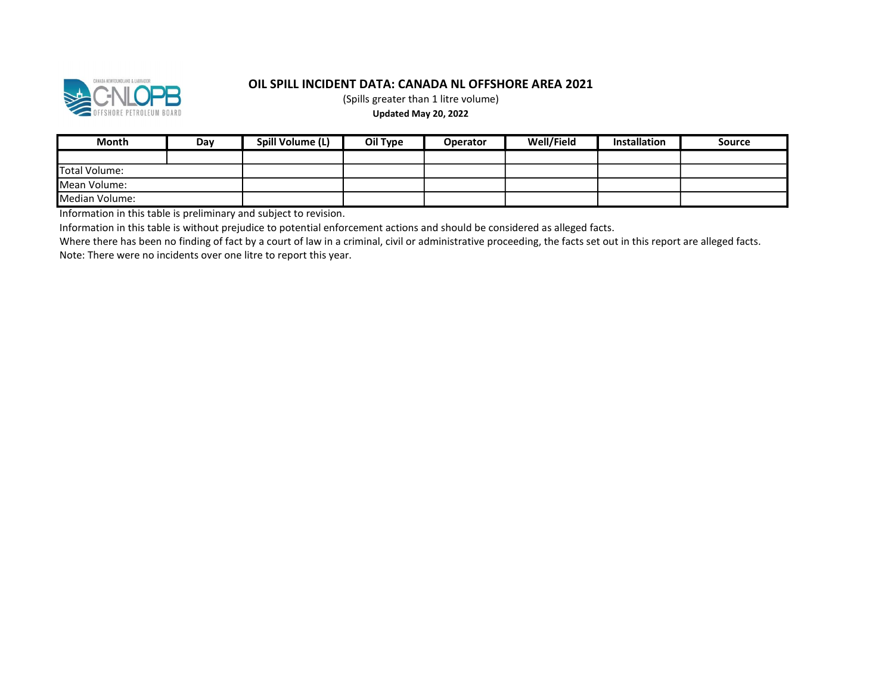# OIL SPILL INCIDENT DATA: CANADA NL OFFSHORE AREA 2021

(Spills greater than 1 litre volume)

**Updated May 20, 2022**

| Month | Day | Spill Volume (L) | Oil Type | Operator | Well/Field | Installation | Source |
|---|---|---|---|---|---|---|---|
| | | | | | | | |
| Total Volume: | | | | | | | |
| Mean Volume: | | | | | | | |
| Median Volume: | | | | | | | |

Information in this table is preliminary and subject to revision.

Information in this table is without prejudice to potential enforcement actions and should be considered as alleged facts.

Where there has been no finding of fact by a court of law in a criminal, civil or administrative proceeding, the facts set out in this report are alleged facts.

Note: There were no incidents over one litre to report this year.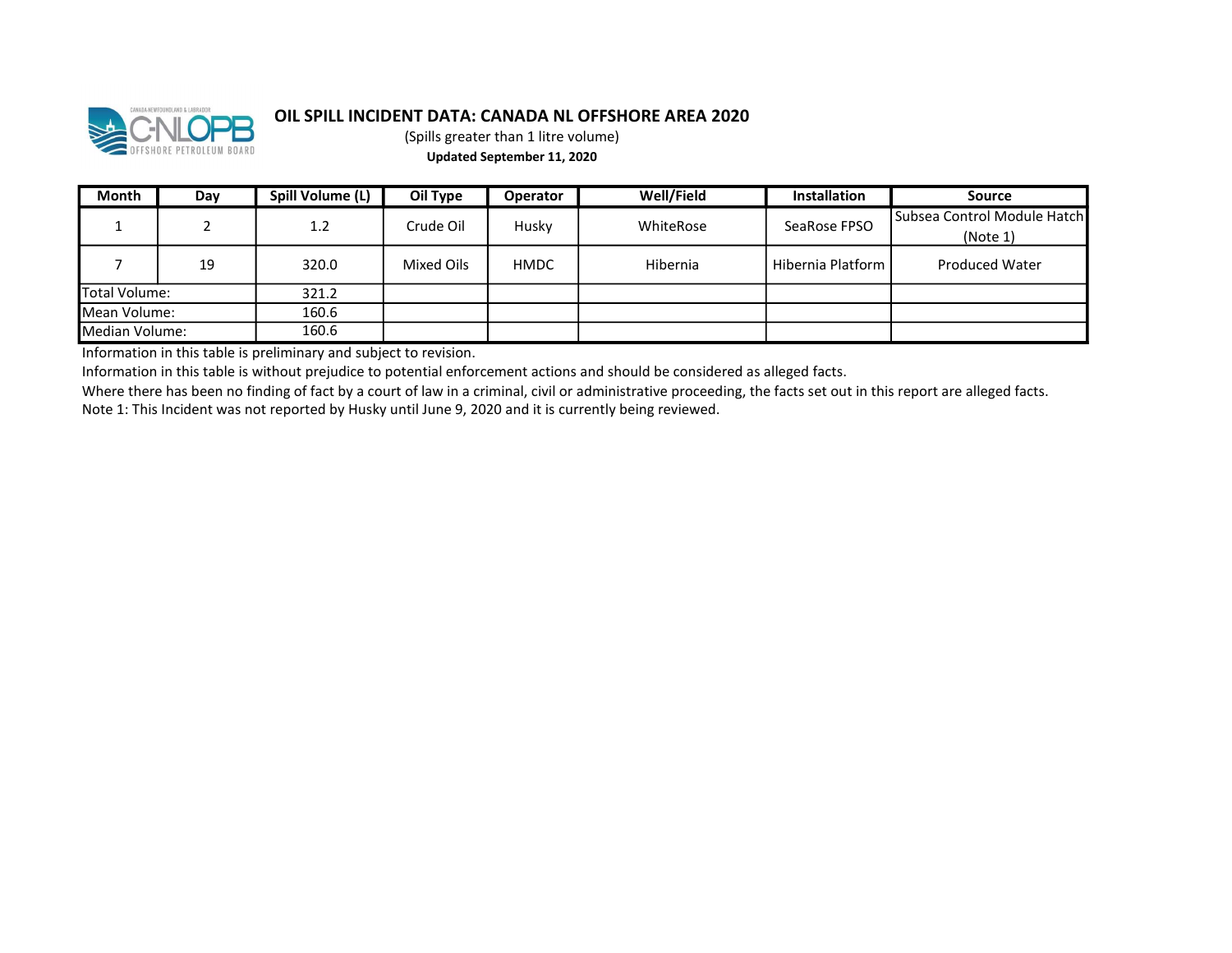# OIL SPILL INCIDENT DATA: CANADA NL OFFSHORE AREA 2020

(Spills greater than 1 litre volume)

**Updated September 11, 2020**

| Month | Day | Spill Volume (L) | Oil Type | Operator | Well/Field | Installation | Source |
|---|---|---|---|---|---|---|---|
| 1 | 2 | 1.2 | Crude Oil | Husky | WhiteRose | SeaRose FPSO | Subsea Control Module Hatch (Note 1) |
| 7 | 19 | 320.0 | Mixed Oils | HMDC | Hibernia | Hibernia Platform | Produced Water |
| Total Volume: | | 321.2 | | | | | |
| Mean Volume: | | 160.6 | | | | | |
| Median Volume: | | 160.6 | | | | | |

Information in this table is preliminary and subject to revision.

Information in this table is without prejudice to potential enforcement actions and should be considered as alleged facts.

Where there has been no finding of fact by a court of law in a criminal, civil or administrative proceeding, the facts set out in this report are alleged facts.

Note 1: This Incident was not reported by Husky until June 9, 2020 and it is currently being reviewed.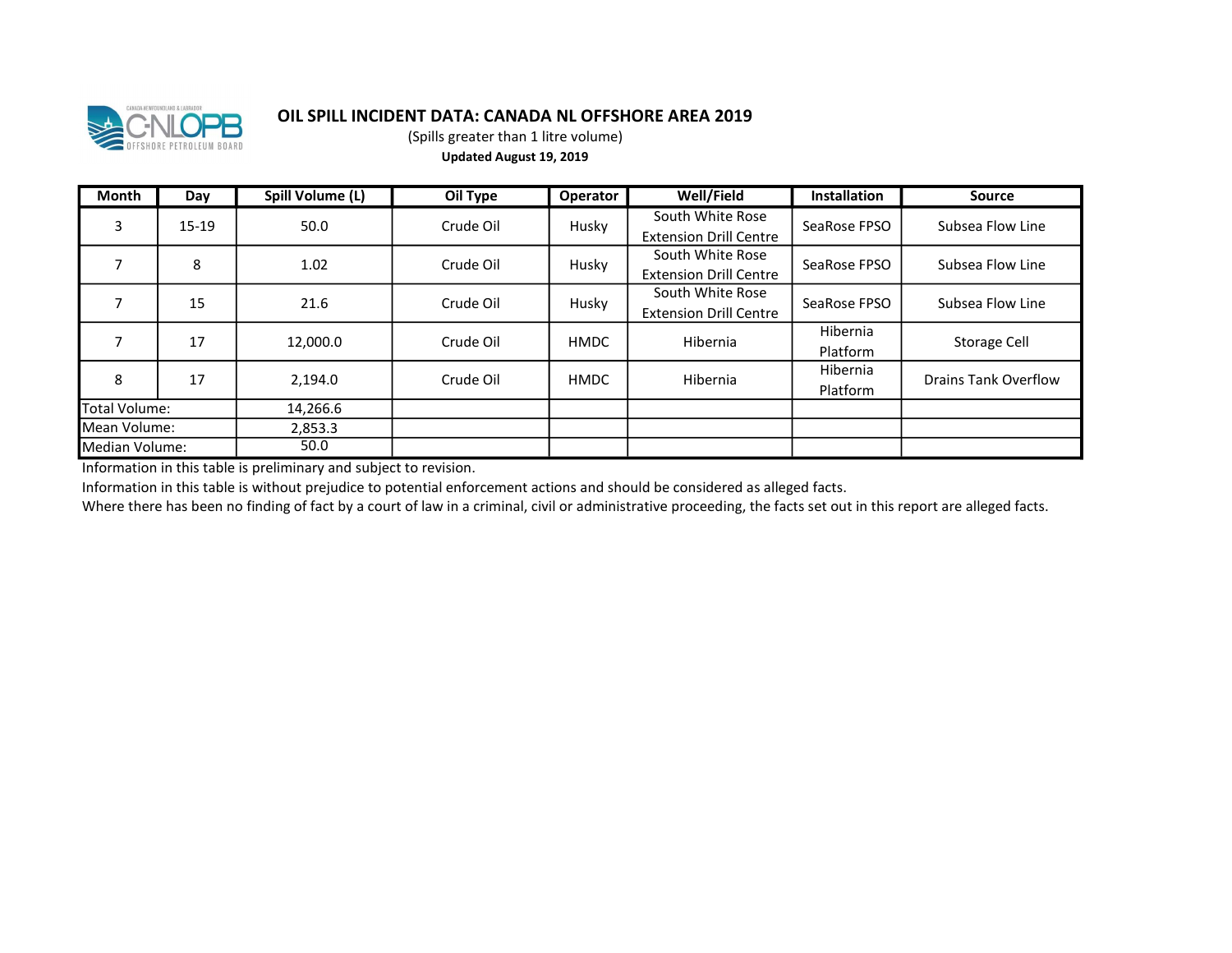# OIL SPILL INCIDENT DATA: CANADA NL OFFSHORE AREA 2019

(Spills greater than 1 litre volume)

**Updated August 19, 2019**

| Month | Day | Spill Volume (L) | Oil Type | Operator | Well/Field | Installation | Source |
|---|---|---|---|---|---|---|---|
| 3 | 15-19 | 50.0 | Crude Oil | Husky | South White Rose Extension Drill Centre | SeaRose FPSO | Subsea Flow Line |
| 7 | 8 | 1.02 | Crude Oil | Husky | South White Rose Extension Drill Centre | SeaRose FPSO | Subsea Flow Line |
| 7 | 15 | 21.6 | Crude Oil | Husky | South White Rose Extension Drill Centre | SeaRose FPSO | Subsea Flow Line |
| 7 | 17 | 12,000.0 | Crude Oil | HMDC | Hibernia | Hibernia Platform | Storage Cell |
| 8 | 17 | 2,194.0 | Crude Oil | HMDC | Hibernia | Hibernia Platform | Drains Tank Overflow |
| Total Volume: | | 14,266.6 | | | | | |
| Mean Volume: | | 2,853.3 | | | | | |
| Median Volume: | | 50.0 | | | | | |

Information in this table is preliminary and subject to revision.

Information in this table is without prejudice to potential enforcement actions and should be considered as alleged facts.

Where there has been no finding of fact by a court of law in a criminal, civil or administrative proceeding, the facts set out in this report are alleged facts.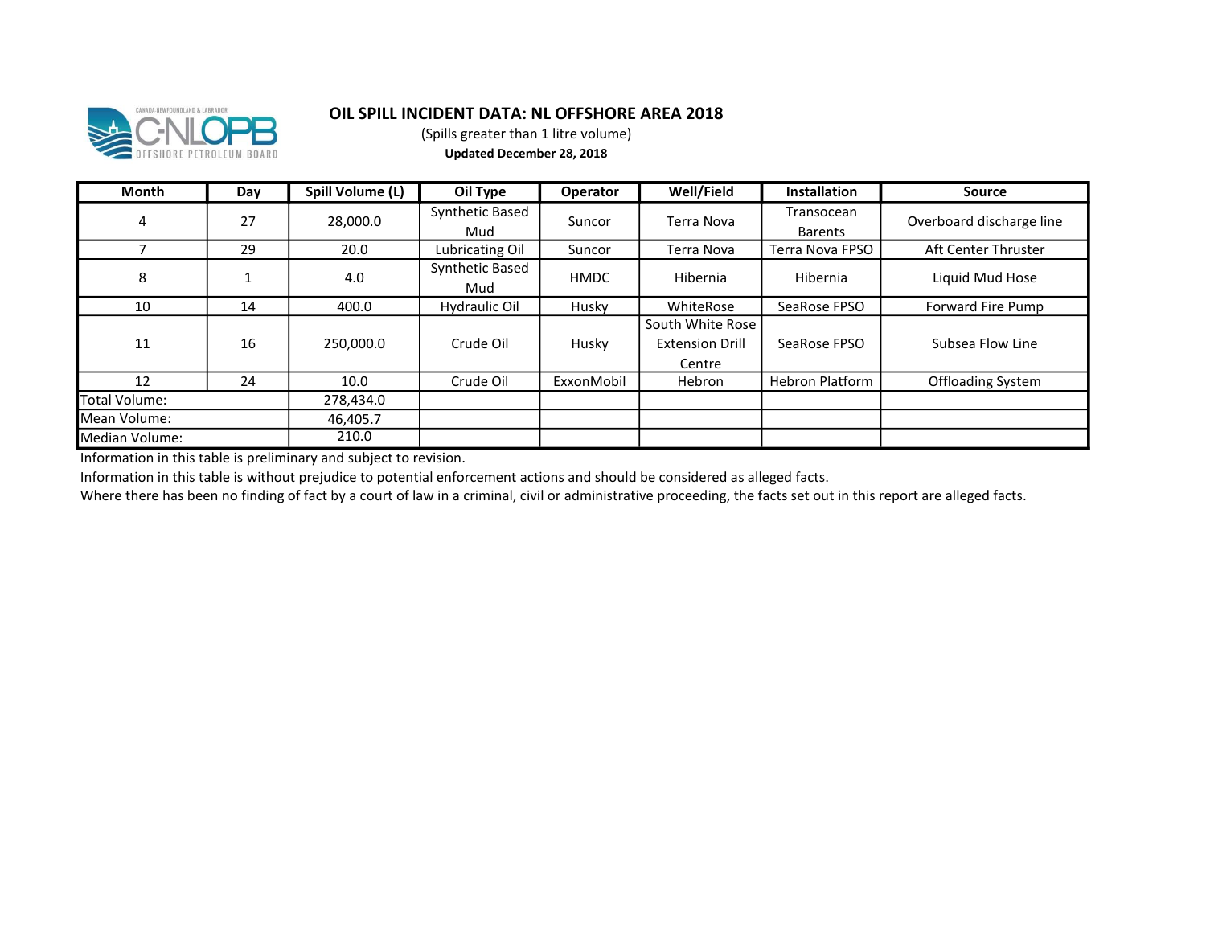# OIL SPILL INCIDENT DATA: NL OFFSHORE AREA 2018

(Spills greater than 1 litre volume)

**Updated December 28, 2018**

| Month | Day | Spill Volume (L) | Oil Type | Operator | Well/Field | Installation | Source |
|---|---|---|---|---|---|---|---|
| 4 | 27 | 28,000.0 | Synthetic Based Mud | Suncor | Terra Nova | Transocean Barents | Overboard discharge line |
| 7 | 29 | 20.0 | Lubricating Oil | Suncor | Terra Nova | Terra Nova FPSO | Aft Center Thruster |
| 8 | 1 | 4.0 | Synthetic Based Mud | HMDC | Hibernia | Hibernia | Liquid Mud Hose |
| 10 | 14 | 400.0 | Hydraulic Oil | Husky | WhiteRose | SeaRose FPSO | Forward Fire Pump |
| 11 | 16 | 250,000.0 | Crude Oil | Husky | South White Rose Extension Drill Centre | SeaRose FPSO | Subsea Flow Line |
| 12 | 24 | 10.0 | Crude Oil | ExxonMobil | Hebron | Hebron Platform | Offloading System |
| Total Volume: | | 278,434.0 | | | | | |
| Mean Volume: | | 46,405.7 | | | | | |
| Median Volume: | | 210.0 | | | | | |

Information in this table is preliminary and subject to revision.

Information in this table is without prejudice to potential enforcement actions and should be considered as alleged facts.

Where there has been no finding of fact by a court of law in a criminal, civil or administrative proceeding, the facts set out in this report are alleged facts.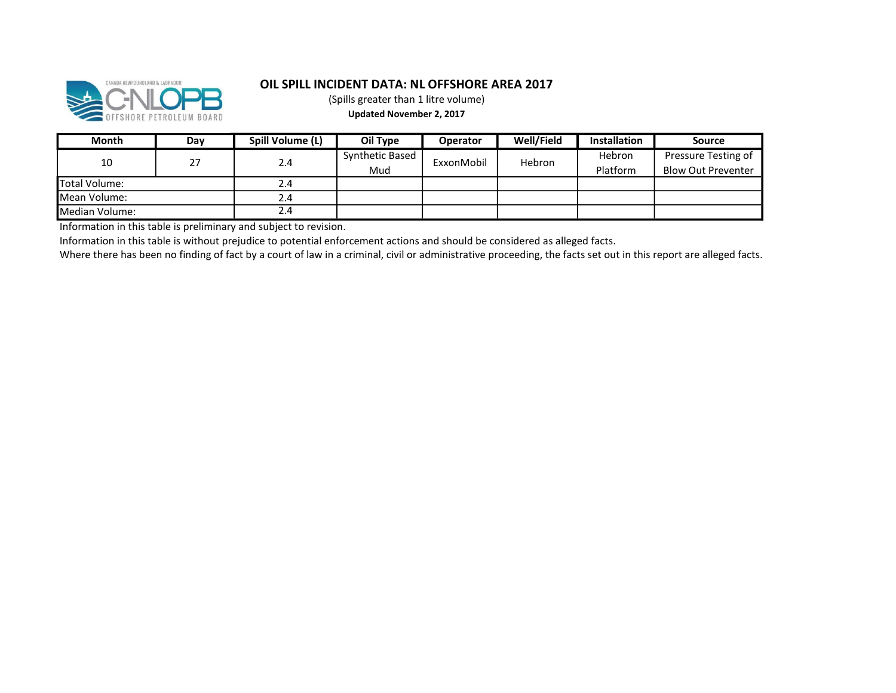# OIL SPILL INCIDENT DATA: NL OFFSHORE AREA 2017

(Spills greater than 1 litre volume)

**Updated November 2, 2017**

| Month | Day | Spill Volume (L) | Oil Type | Operator | Well/Field | Installation | Source |
|---|---|---|---|---|---|---|---|
| 10 | 27 | 2.4 | Synthetic Based Mud | ExxonMobil | Hebron | Hebron Platform | Pressure Testing of Blow Out Preventer |
| Total Volume: | | 2.4 | | | | | |
| Mean Volume: | | 2.4 | | | | | |
| Median Volume: | | 2.4 | | | | | |

Information in this table is preliminary and subject to revision.

Information in this table is without prejudice to potential enforcement actions and should be considered as alleged facts.

Where there has been no finding of fact by a court of law in a criminal, civil or administrative proceeding, the facts set out in this report are alleged facts.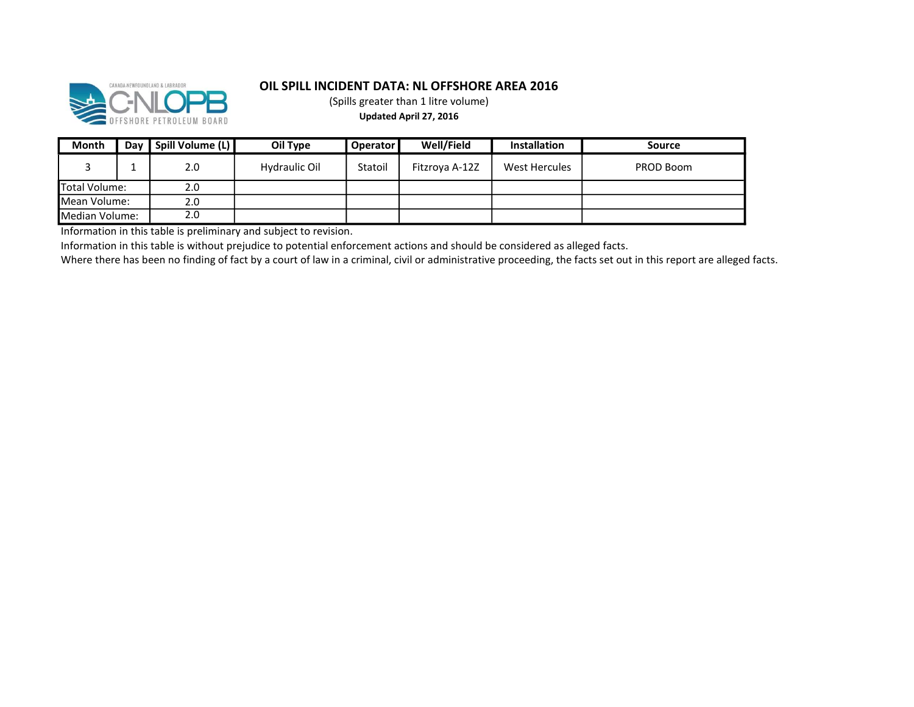# OIL SPILL INCIDENT DATA: NL OFFSHORE AREA 2016

(Spills greater than 1 litre volume)

**Updated April 27, 2016**

| Month | Day | Spill Volume (L) | Oil Type | Operator | Well/Field | Installation | Source |
|---|---|---|---|---|---|---|---|
| 3 | 1 | 2.0 | Hydraulic Oil | Statoil | Fitzroya A-12Z | West Hercules | PROD Boom |
| Total Volume: | | 2.0 | | | | | |
| Mean Volume: | | 2.0 | | | | | |
| Median Volume: | | 2.0 | | | | | |

Information in this table is preliminary and subject to revision.

Information in this table is without prejudice to potential enforcement actions and should be considered as alleged facts.

Where there has been no finding of fact by a court of law in a criminal, civil or administrative proceeding, the facts set out in this report are alleged facts.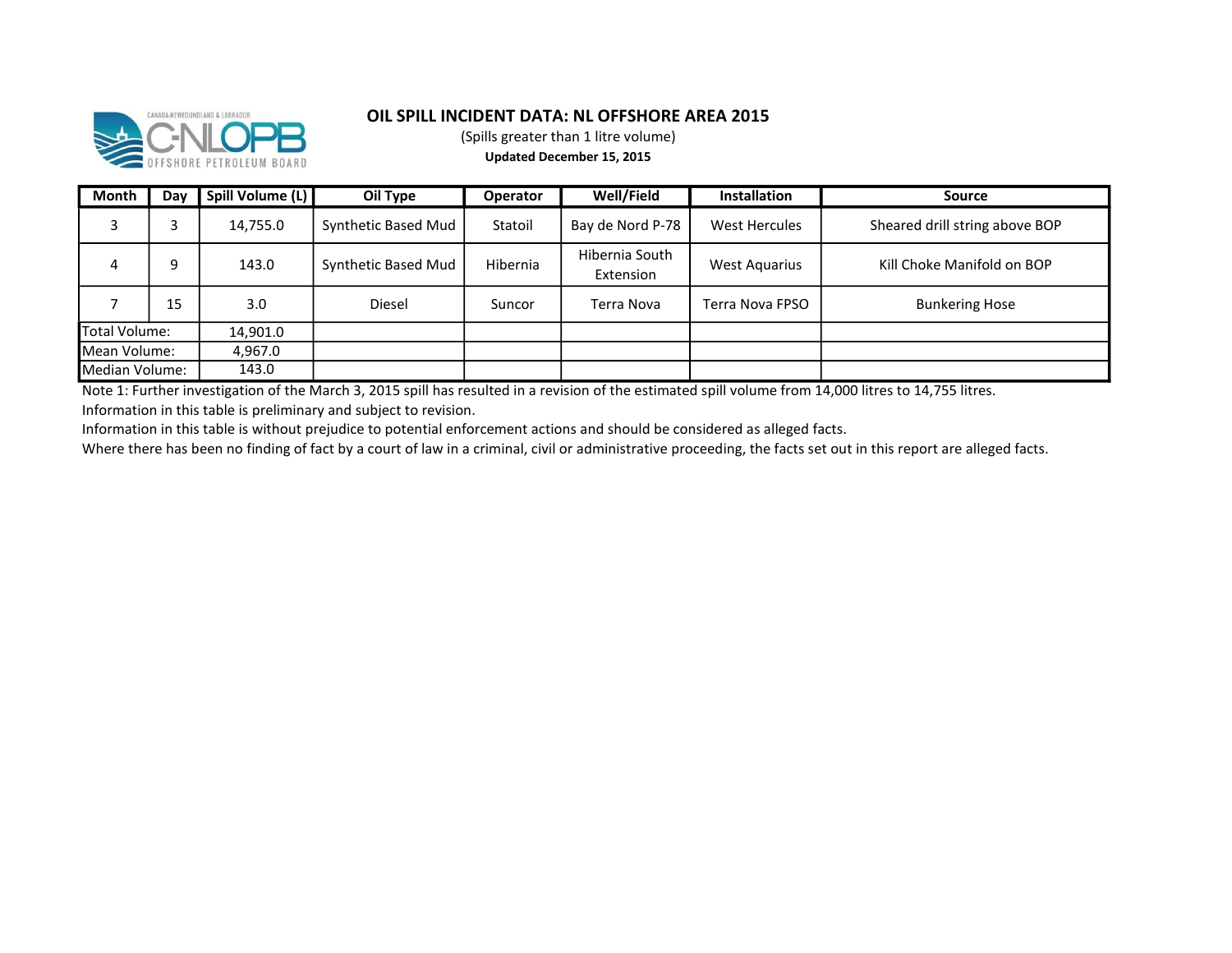# OIL SPILL INCIDENT DATA: NL OFFSHORE AREA 2015

(Spills greater than 1 litre volume)

**Updated December 15, 2015**

| Month | Day | Spill Volume (L) | Oil Type | Operator | Well/Field | Installation | Source |
|---|---|---|---|---|---|---|---|
| 3 | 3 | 14,755.0 | Synthetic Based Mud | Statoil | Bay de Nord P-78 | West Hercules | Sheared drill string above BOP |
| 4 | 9 | 143.0 | Synthetic Based Mud | Hibernia | Hibernia South Extension | West Aquarius | Kill Choke Manifold on BOP |
| 7 | 15 | 3.0 | Diesel | Suncor | Terra Nova | Terra Nova FPSO | Bunkering Hose |
| Total Volume: | | 14,901.0 | | | | | |
| Mean Volume: | | 4,967.0 | | | | | |
| Median Volume: | | 143.0 | | | | | |

Note 1: Further investigation of the March 3, 2015 spill has resulted in a revision of the estimated spill volume from 14,000 litres to 14,755 litres.

Information in this table is preliminary and subject to revision.

Information in this table is without prejudice to potential enforcement actions and should be considered as alleged facts.

Where there has been no finding of fact by a court of law in a criminal, civil or administrative proceeding, the facts set out in this report are alleged facts.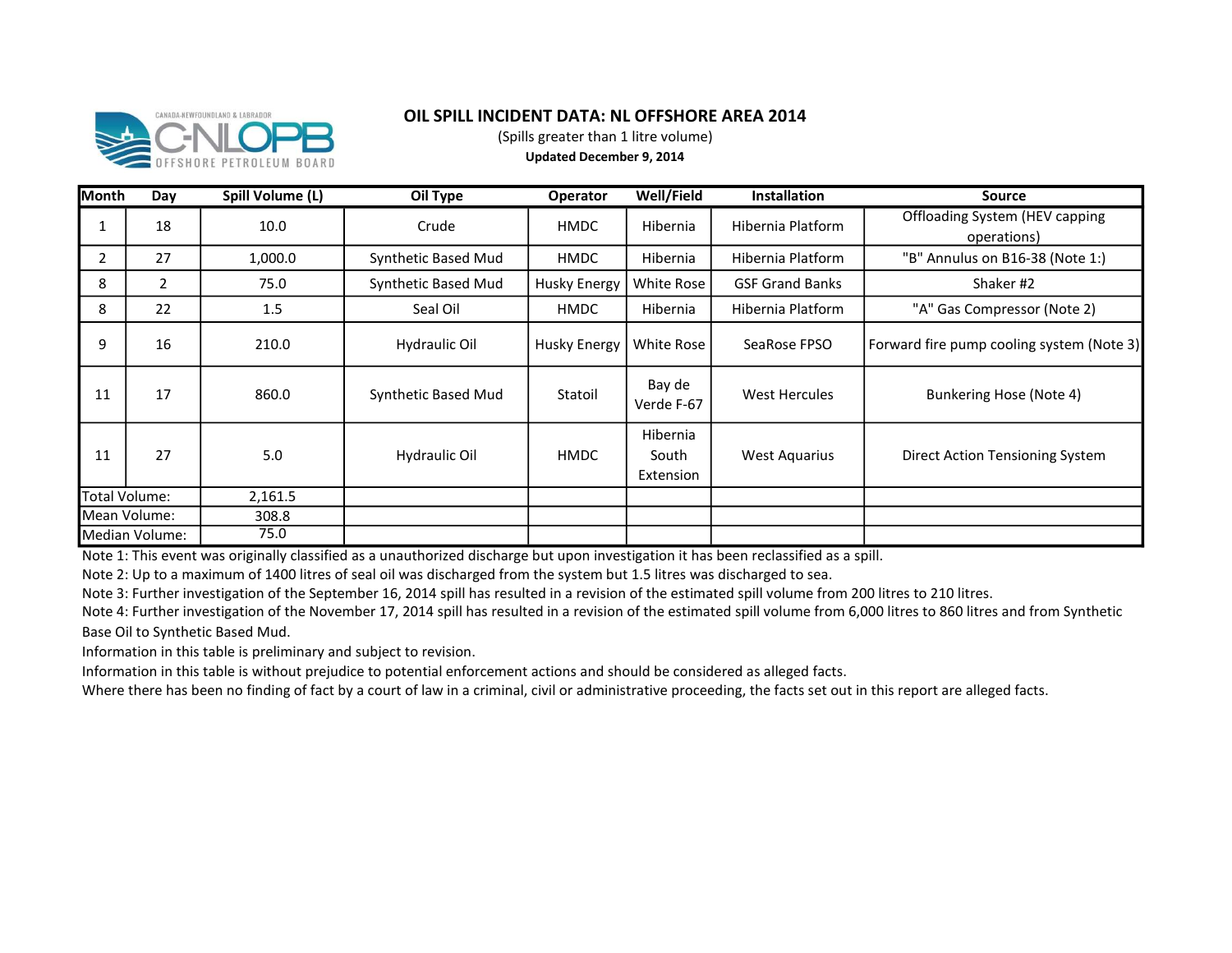# OIL SPILL INCIDENT DATA: NL OFFSHORE AREA 2014

(Spills greater than 1 litre volume)

**Updated December 9, 2014**

| Month | Day | Spill Volume (L) | Oil Type | Operator | Well/Field | Installation | Source |
|---|---|---|---|---|---|---|---|
| 1 | 18 | 10.0 | Crude | HMDC | Hibernia | Hibernia Platform | Offloading System (HEV capping operations) |
| 2 | 27 | 1,000.0 | Synthetic Based Mud | HMDC | Hibernia | Hibernia Platform | "B" Annulus on B16-38 (Note 1:) |
| 8 | 2 | 75.0 | Synthetic Based Mud | Husky Energy | White Rose | GSF Grand Banks | Shaker #2 |
| 8 | 22 | 1.5 | Seal Oil | HMDC | Hibernia | Hibernia Platform | "A" Gas Compressor (Note 2) |
| 9 | 16 | 210.0 | Hydraulic Oil | Husky Energy | White Rose | SeaRose FPSO | Forward fire pump cooling system (Note 3) |
| 11 | 17 | 860.0 | Synthetic Based Mud | Statoil | Bay de Verde F-67 | West Hercules | Bunkering Hose (Note 4) |
| 11 | 27 | 5.0 | Hydraulic Oil | HMDC | Hibernia South Extension | West Aquarius | Direct Action Tensioning System |
| Total Volume: | | 2,161.5 | | | | | |
| Mean Volume: | | 308.8 | | | | | |
| Median Volume: | | 75.0 | | | | | |

Note 1: This event was originally classified as a unauthorized discharge but upon investigation it has been reclassified as a spill.

Note 2: Up to a maximum of 1400 litres of seal oil was discharged from the system but 1.5 litres was discharged to sea.

Note 3: Further investigation of the September 16, 2014 spill has resulted in a revision of the estimated spill volume from 200 litres to 210 litres.

Note 4: Further investigation of the November 17, 2014 spill has resulted in a revision of the estimated spill volume from 6,000 litres to 860 litres and from Synthetic Base Oil to Synthetic Based Mud.

Information in this table is preliminary and subject to revision.

Information in this table is without prejudice to potential enforcement actions and should be considered as alleged facts.

Where there has been no finding of fact by a court of law in a criminal, civil or administrative proceeding, the facts set out in this report are alleged facts.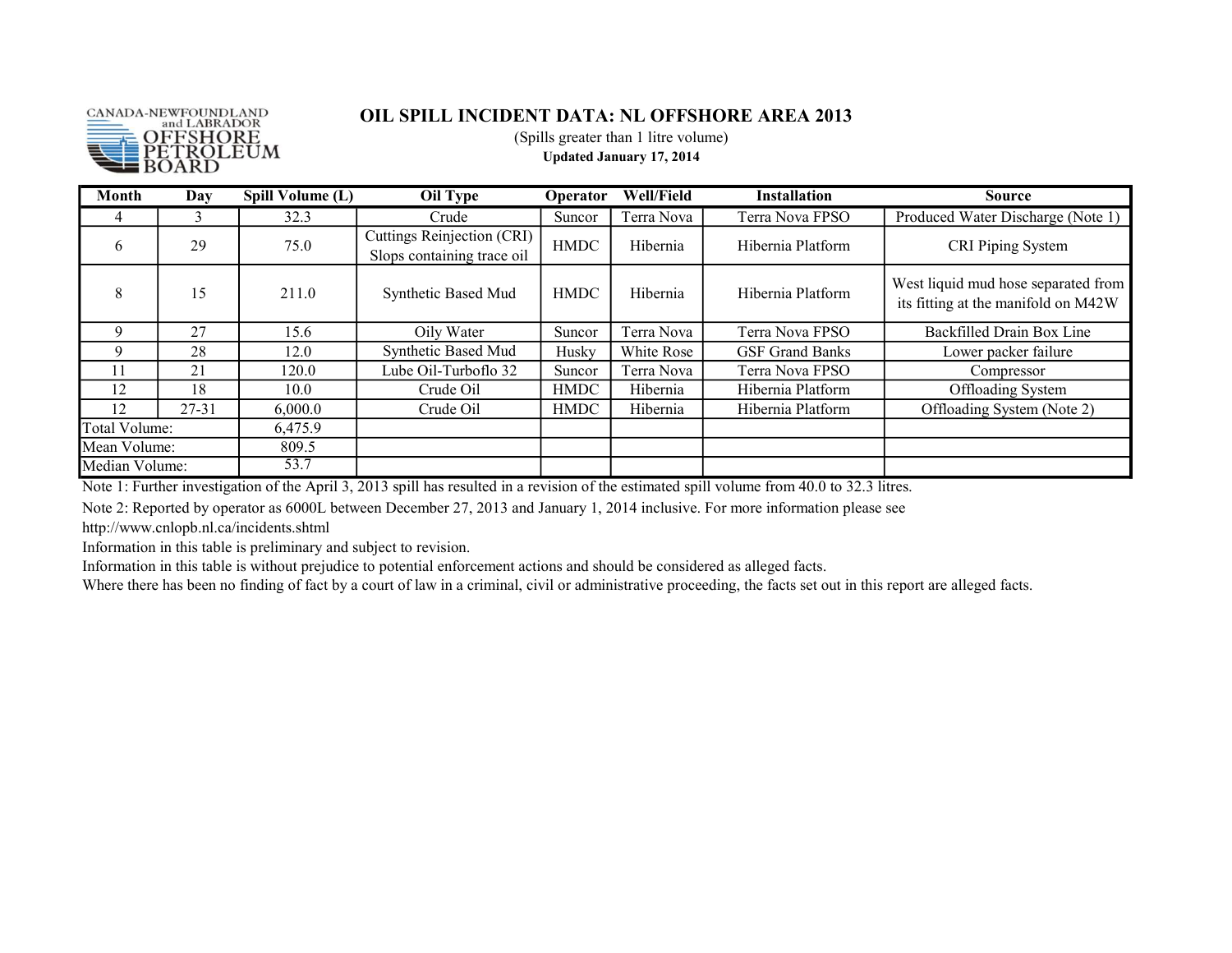CANADA-NEWFOUNDLAND and LABRADOR OFFSHORE PETROLEUM BOARD

# OIL SPILL INCIDENT DATA: NL OFFSHORE AREA 2013

(Spills greater than 1 litre volume)

**Updated January 17, 2014**

| Month | Day | Spill Volume (L) | Oil Type | Operator | Well/Field | Installation | Source |
|---|---|---|---|---|---|---|---|
| 4 | 3 | 32.3 | Crude | Suncor | Terra Nova | Terra Nova FPSO | Produced Water Discharge (Note 1) |
| 6 | 29 | 75.0 | Cuttings Reinjection (CRI) Slops containing trace oil | HMDC | Hibernia | Hibernia Platform | CRI Piping System |
| 8 | 15 | 211.0 | Synthetic Based Mud | HMDC | Hibernia | Hibernia Platform | West liquid mud hose separated from its fitting at the manifold on M42W |
| 9 | 27 | 15.6 | Oily Water | Suncor | Terra Nova | Terra Nova FPSO | Backfilled Drain Box Line |
| 9 | 28 | 12.0 | Synthetic Based Mud | Husky | White Rose | GSF Grand Banks | Lower packer failure |
| 11 | 21 | 120.0 | Lube Oil-Turboflo 32 | Suncor | Terra Nova | Terra Nova FPSO | Compressor |
| 12 | 18 | 10.0 | Crude Oil | HMDC | Hibernia | Hibernia Platform | Offloading System |
| 12 | 27-31 | 6,000.0 | Crude Oil | HMDC | Hibernia | Hibernia Platform | Offloading System (Note 2) |
| Total Volume: | | 6,475.9 | | | | | |
| Mean Volume: | | 809.5 | | | | | |
| Median Volume: | | 53.7 | | | | | |

Note 1: Further investigation of the April 3, 2013 spill has resulted in a revision of the estimated spill volume from 40.0 to 32.3 litres.

Note 2: Reported by operator as 6000L between December 27, 2013 and January 1, 2014 inclusive. For more information please see http://www.cnlopb.nl.ca/incidents.shtml

Information in this table is preliminary and subject to revision.

Information in this table is without prejudice to potential enforcement actions and should be considered as alleged facts.

Where there has been no finding of fact by a court of law in a criminal, civil or administrative proceeding, the facts set out in this report are alleged facts.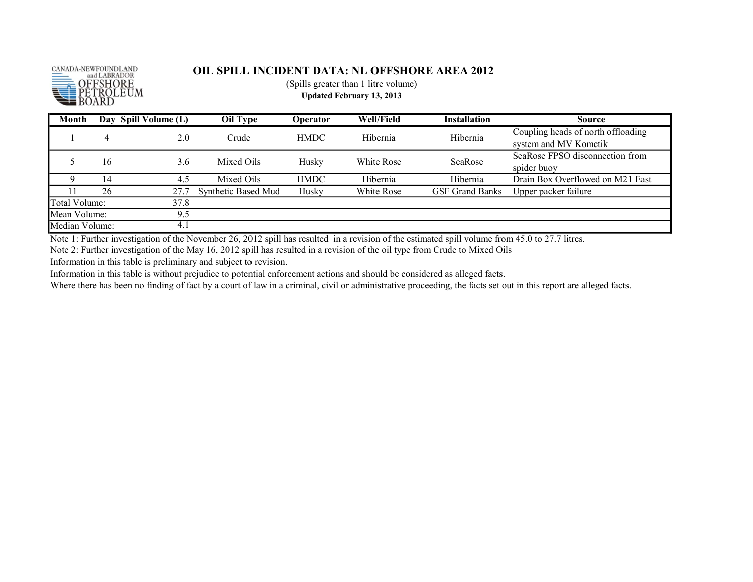CANADA-NEWFOUNDLAND and LABRADOR OFFSHORE PETROLEUM BOARD

# OIL SPILL INCIDENT DATA: NL OFFSHORE AREA 2012

(Spills greater than 1 litre volume)

**Updated February 13, 2013**

| Month | Day | Spill Volume (L) | Oil Type | Operator | Well/Field | Installation | Source |
|---|---|---|---|---|---|---|---|
| 1 | 4 | 2.0 | Crude | HMDC | Hibernia | Hibernia | Coupling heads of north offloading system and MV Kometik |
| 5 | 16 | 3.6 | Mixed Oils | Husky | White Rose | SeaRose | SeaRose FPSO disconnection from spider buoy |
| 9 | 14 | 4.5 | Mixed Oils | HMDC | Hibernia | Hibernia | Drain Box Overflowed on M21 East |
| 11 | 26 | 27.7 | Synthetic Based Mud | Husky | White Rose | GSF Grand Banks | Upper packer failure |
| Total Volume: | | 37.8 | | | | | |
| Mean Volume: | | 9.5 | | | | | |
| Median Volume: | | 4.1 | | | | | |

Note 1: Further investigation of the November 26, 2012 spill has resulted in a revision of the estimated spill volume from 45.0 to 27.7 litres.

Note 2: Further investigation of the May 16, 2012 spill has resulted in a revision of the oil type from Crude to Mixed Oils

Information in this table is preliminary and subject to revision.

Information in this table is without prejudice to potential enforcement actions and should be considered as alleged facts.

Where there has been no finding of fact by a court of law in a criminal, civil or administrative proceeding, the facts set out in this report are alleged facts.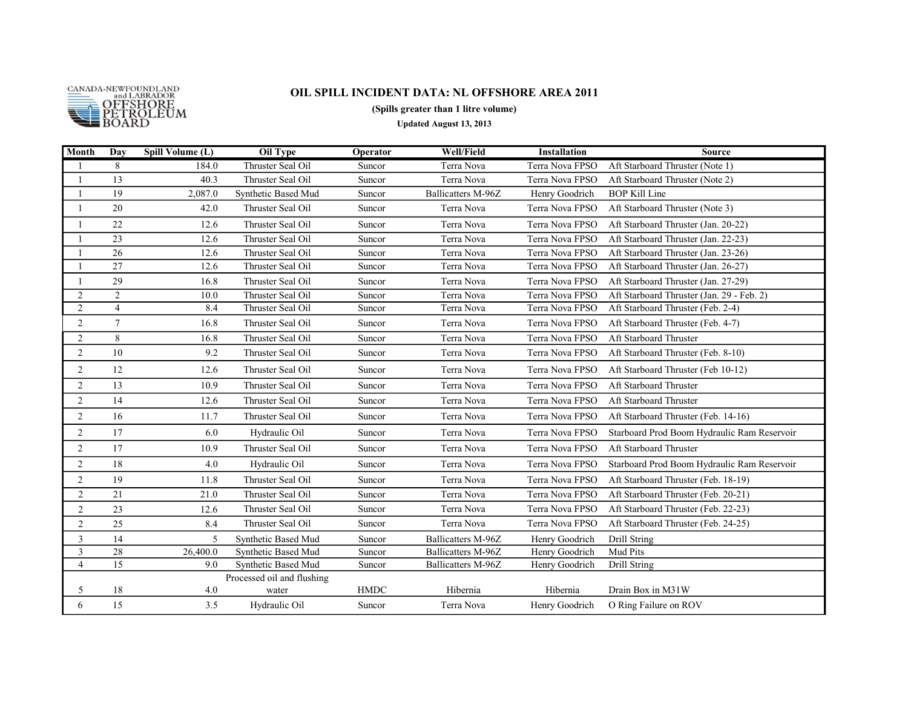CANADA-NEWFOUNDLAND and LABRADOR OFFSHORE PETROLEUM BOARD

# OIL SPILL INCIDENT DATA: NL OFFSHORE AREA 2011

**(Spills greater than 1 litre volume)**

**Updated August 13, 2013**

| Month | Day | Spill Volume (L) | Oil Type | Operator | Well/Field | Installation | Source |
|---|---|---|---|---|---|---|---|
| 1 | 8 | 184.0 | Thruster Seal Oil | Suncor | Terra Nova | Terra Nova FPSO | Aft Starboard Thruster (Note 1) |
| 1 | 13 | 40.3 | Thruster Seal Oil | Suncor | Terra Nova | Terra Nova FPSO | Aft Starboard Thruster (Note 2) |
| 1 | 19 | 2,087.0 | Synthetic Based Mud | Suncor | Ballicatters M-96Z | Henry Goodrich | BOP Kill Line |
| 1 | 20 | 42.0 | Thruster Seal Oil | Suncor | Terra Nova | Terra Nova FPSO | Aft Starboard Thruster (Note 3) |
| 1 | 22 | 12.6 | Thruster Seal Oil | Suncor | Terra Nova | Terra Nova FPSO | Aft Starboard Thruster (Jan. 20-22) |
| 1 | 23 | 12.6 | Thruster Seal Oil | Suncor | Terra Nova | Terra Nova FPSO | Aft Starboard Thruster (Jan. 22-23) |
| 1 | 26 | 12.6 | Thruster Seal Oil | Suncor | Terra Nova | Terra Nova FPSO | Aft Starboard Thruster (Jan. 23-26) |
| 1 | 27 | 12.6 | Thruster Seal Oil | Suncor | Terra Nova | Terra Nova FPSO | Aft Starboard Thruster (Jan. 26-27) |
| 1 | 29 | 16.8 | Thruster Seal Oil | Suncor | Terra Nova | Terra Nova FPSO | Aft Starboard Thruster (Jan. 27-29) |
| 2 | 2 | 10.0 | Thruster Seal Oil | Suncor | Terra Nova | Terra Nova FPSO | Aft Starboard Thruster (Jan. 29 - Feb. 2) |
| 2 | 4 | 8.4 | Thruster Seal Oil | Suncor | Terra Nova | Terra Nova FPSO | Aft Starboard Thruster (Feb. 2-4) |
| 2 | 7 | 16.8 | Thruster Seal Oil | Suncor | Terra Nova | Terra Nova FPSO | Aft Starboard Thruster (Feb. 4-7) |
| 2 | 8 | 16.8 | Thruster Seal Oil | Suncor | Terra Nova | Terra Nova FPSO | Aft Starboard Thruster |
| 2 | 10 | 9.2 | Thruster Seal Oil | Suncor | Terra Nova | Terra Nova FPSO | Aft Starboard Thruster (Feb. 8-10) |
| 2 | 12 | 12.6 | Thruster Seal Oil | Suncor | Terra Nova | Terra Nova FPSO | Aft Starboard Thruster (Feb 10-12) |
| 2 | 13 | 10.9 | Thruster Seal Oil | Suncor | Terra Nova | Terra Nova FPSO | Aft Starboard Thruster |
| 2 | 14 | 12.6 | Thruster Seal Oil | Suncor | Terra Nova | Terra Nova FPSO | Aft Starboard Thruster |
| 2 | 16 | 11.7 | Thruster Seal Oil | Suncor | Terra Nova | Terra Nova FPSO | Aft Starboard Thruster (Feb. 14-16) |
| 2 | 17 | 6.0 | Hydraulic Oil | Suncor | Terra Nova | Terra Nova FPSO | Starboard Prod Boom Hydraulic Ram Reservoir |
| 2 | 17 | 10.9 | Thruster Seal Oil | Suncor | Terra Nova | Terra Nova FPSO | Aft Starboard Thruster |
| 2 | 18 | 4.0 | Hydraulic Oil | Suncor | Terra Nova | Terra Nova FPSO | Starboard Prod Boom Hydraulic Ram Reservoir |
| 2 | 19 | 11.8 | Thruster Seal Oil | Suncor | Terra Nova | Terra Nova FPSO | Aft Starboard Thruster (Feb. 18-19) |
| 2 | 21 | 21.0 | Thruster Seal Oil | Suncor | Terra Nova | Terra Nova FPSO | Aft Starboard Thruster (Feb. 20-21) |
| 2 | 23 | 12.6 | Thruster Seal Oil | Suncor | Terra Nova | Terra Nova FPSO | Aft Starboard Thruster (Feb. 22-23) |
| 2 | 25 | 8.4 | Thruster Seal Oil | Suncor | Terra Nova | Terra Nova FPSO | Aft Starboard Thruster (Feb. 24-25) |
| 3 | 14 | 5 | Synthetic Based Mud | Suncor | Ballicatters M-96Z | Henry Goodrich | Drill String |
| 3 | 28 | 26,400.0 | Synthetic Based Mud | Suncor | Ballicatters M-96Z | Henry Goodrich | Mud Pits |
| 4 | 15 | 9.0 | Synthetic Based Mud | Suncor | Ballicatters M-96Z | Henry Goodrich | Drill String |
| 5 | 18 | 4.0 | Processed oil and flushing water | HMDC | Hibernia | Hibernia | Drain Box in M31W |
| 6 | 15 | 3.5 | Hydraulic Oil | Suncor | Terra Nova | Henry Goodrich | O Ring Failure on ROV |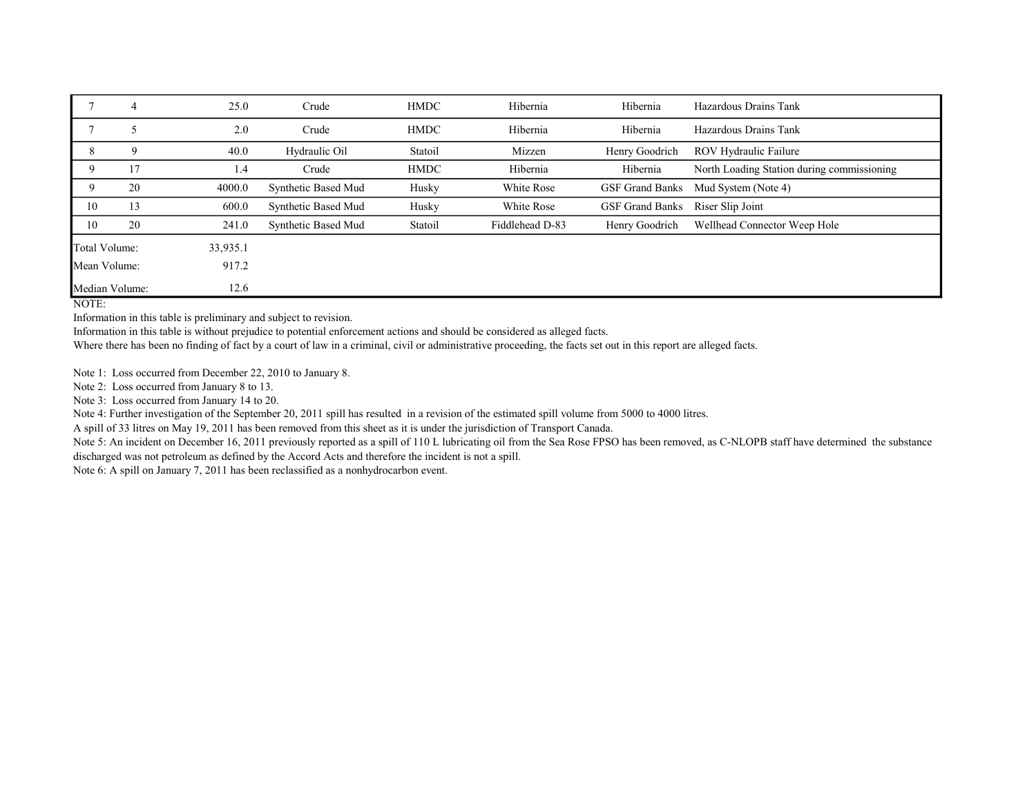| | | | | | | | |
|---|---|---|---|---|---|---|---|
| 7 | 4 | 25.0 | Crude | HMDC | Hibernia | Hibernia | Hazardous Drains Tank |
| 7 | 5 | 2.0 | Crude | HMDC | Hibernia | Hibernia | Hazardous Drains Tank |
| 8 | 9 | 40.0 | Hydraulic Oil | Statoil | Mizzen | Henry Goodrich | ROV Hydraulic Failure |
| 9 | 17 | 1.4 | Crude | HMDC | Hibernia | Hibernia | North Loading Station during commissioning |
| 9 | 20 | 4000.0 | Synthetic Based Mud | Husky | White Rose | GSF Grand Banks | Mud System (Note 4) |
| 10 | 13 | 600.0 | Synthetic Based Mud | Husky | White Rose | GSF Grand Banks | Riser Slip Joint |
| 10 | 20 | 241.0 | Synthetic Based Mud | Statoil | Fiddlehead D-83 | Henry Goodrich | Wellhead Connector Weep Hole |
| Total Volume: | | 33,935.1 | | | | | |
| Mean Volume: | | 917.2 | | | | | |
| Median Volume: | | 12.6 | | | | | |

NOTE:

Information in this table is preliminary and subject to revision.

Information in this table is without prejudice to potential enforcement actions and should be considered as alleged facts.

Where there has been no finding of fact by a court of law in a criminal, civil or administrative proceeding, the facts set out in this report are alleged facts.

Note 1: Loss occurred from December 22, 2010 to January 8.

Note 2: Loss occurred from January 8 to 13.

Note 3: Loss occurred from January 14 to 20.

Note 4: Further investigation of the September 20, 2011 spill has resulted in a revision of the estimated spill volume from 5000 to 4000 litres.

A spill of 33 litres on May 19, 2011 has been removed from this sheet as it is under the jurisdiction of Transport Canada.

Note 5: An incident on December 16, 2011 previously reported as a spill of 110 L lubricating oil from the Sea Rose FPSO has been removed, as C-NLOPB staff have determined the substance discharged was not petroleum as defined by the Accord Acts and therefore the incident is not a spill.

Note 6: A spill on January 7, 2011 has been reclassified as a nonhydrocarbon event.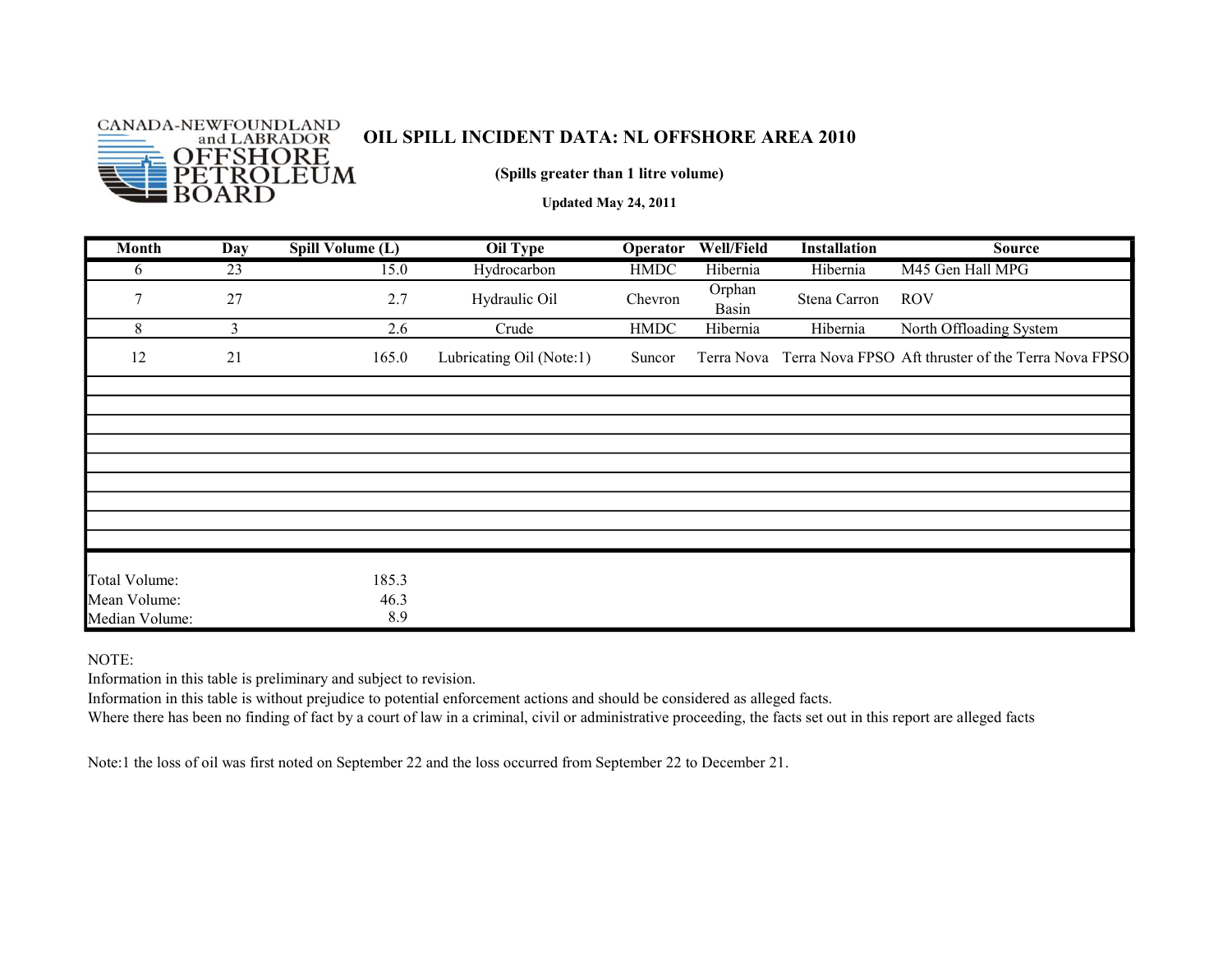CANADA-NEWFOUNDLAND and LABRADOR OFFSHORE PETROLEUM BOARD

# OIL SPILL INCIDENT DATA: NL OFFSHORE AREA 2010

**(Spills greater than 1 litre volume)**

**Updated May 24, 2011**

| Month | Day | Spill Volume (L) | Oil Type | Operator | Well/Field | Installation | Source |
|---|---|---|---|---|---|---|---|
| 6 | 23 | 15.0 | Hydrocarbon | HMDC | Hibernia | Hibernia | M45 Gen Hall MPG |
| 7 | 27 | 2.7 | Hydraulic Oil | Chevron | Orphan Basin | Stena Carron | ROV |
| 8 | 3 | 2.6 | Crude | HMDC | Hibernia | Hibernia | North Offloading System |
| 12 | 21 | 165.0 | Lubricating Oil (Note:1) | Suncor | Terra Nova | Terra Nova FPSO | Aft thruster of the Terra Nova FPSO |
| | | | | | | | |
| | | | | | | | |
| | | | | | | | |
| | | | | | | | |
| | | | | | | | |
| | | | | | | | |
| | | | | | | | |
| | | | | | | | |
| | | | | | | | |
| Total Volume: | | 185.3 | | | | | |
| Mean Volume: | | 46.3 | | | | | |
| Median Volume: | | 8.9 | | | | | |

NOTE:
Information in this table is preliminary and subject to revision.
Information in this table is without prejudice to potential enforcement actions and should be considered as alleged facts.
Where there has been no finding of fact by a court of law in a criminal, civil or administrative proceeding, the facts set out in this report are alleged facts

Note:1 the loss of oil was first noted on September 22 and the loss occurred from September 22 to December 21.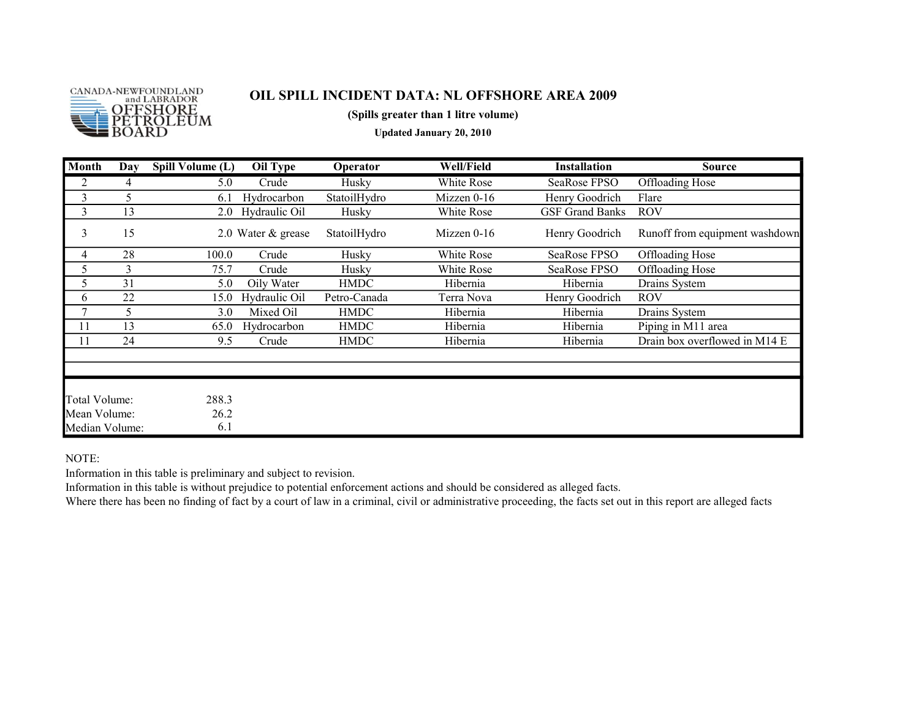CANADA-NEWFOUNDLAND and LABRADOR OFFSHORE PETROLEUM BOARD

# OIL SPILL INCIDENT DATA: NL OFFSHORE AREA 2009

**(Spills greater than 1 litre volume)**

**Updated January 20, 2010**

| Month | Day | Spill Volume (L) | Oil Type | Operator | Well/Field | Installation | Source |
|---|---|---|---|---|---|---|---|
| 2 | 4 | 5.0 | Crude | Husky | White Rose | SeaRose FPSO | Offloading Hose |
| 3 | 5 | 6.1 | Hydrocarbon | StatoilHydro | Mizzen 0-16 | Henry Goodrich | Flare |
| 3 | 13 | 2.0 | Hydraulic Oil | Husky | White Rose | GSF Grand Banks | ROV |
| 3 | 15 | 2.0 | Water & grease | StatoilHydro | Mizzen 0-16 | Henry Goodrich | Runoff from equipment washdown |
| 4 | 28 | 100.0 | Crude | Husky | White Rose | SeaRose FPSO | Offloading Hose |
| 5 | 3 | 75.7 | Crude | Husky | White Rose | SeaRose FPSO | Offloading Hose |
| 5 | 31 | 5.0 | Oily Water | HMDC | Hibernia | Hibernia | Drains System |
| 6 | 22 | 15.0 | Hydraulic Oil | Petro-Canada | Terra Nova | Henry Goodrich | ROV |
| 7 | 5 | 3.0 | Mixed Oil | HMDC | Hibernia | Hibernia | Drains System |
| 11 | 13 | 65.0 | Hydrocarbon | HMDC | Hibernia | Hibernia | Piping in M11 area |
| 11 | 24 | 9.5 | Crude | HMDC | Hibernia | Hibernia | Drain box overflowed in M14 E |
| Total Volume: | | 288.3 | | | | | |
| Mean Volume: | | 26.2 | | | | | |
| Median Volume: | | 6.1 | | | | | |

NOTE:
Information in this table is preliminary and subject to revision.
Information in this table is without prejudice to potential enforcement actions and should be considered as alleged facts.
Where there has been no finding of fact by a court of law in a criminal, civil or administrative proceeding, the facts set out in this report are alleged facts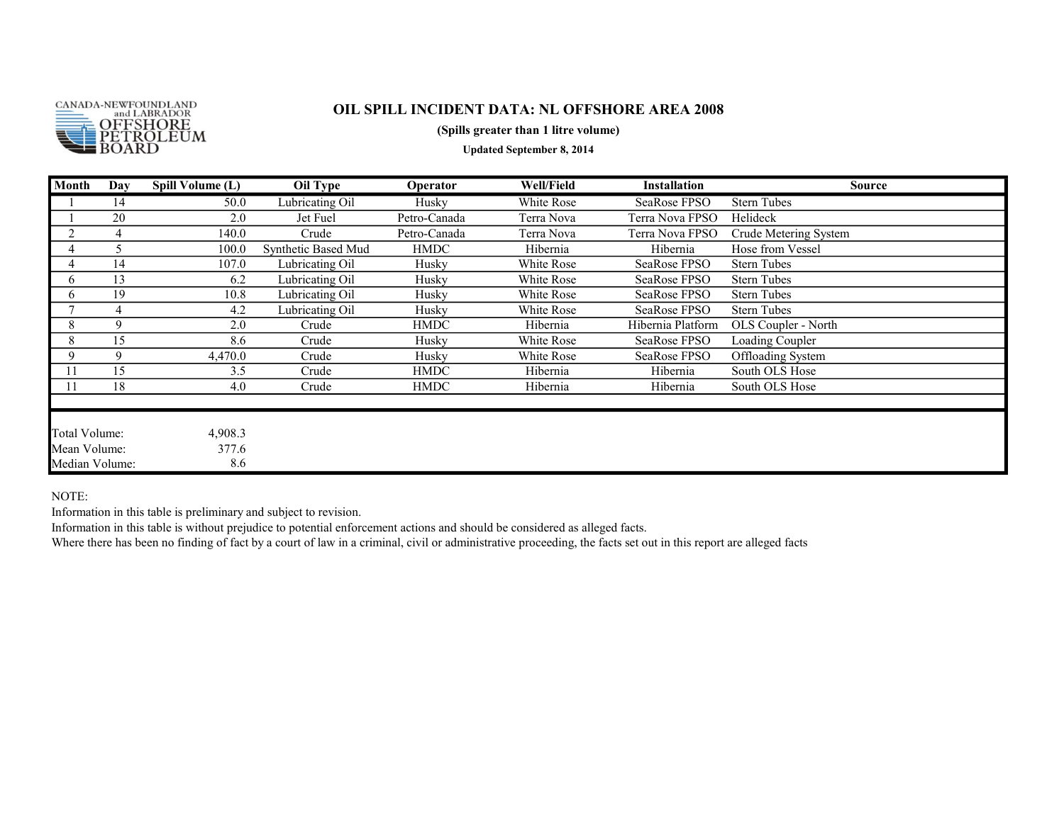CANADA-NEWFOUNDLAND and LABRADOR OFFSHORE PETROLEUM BOARD

# OIL SPILL INCIDENT DATA: NL OFFSHORE AREA 2008

**(Spills greater than 1 litre volume)**

**Updated September 8, 2014**

| Month | Day | Spill Volume (L) | Oil Type | Operator | Well/Field | Installation | Source |
|---|---|---|---|---|---|---|---|
| 1 | 14 | 50.0 | Lubricating Oil | Husky | White Rose | SeaRose FPSO | Stern Tubes |
| 1 | 20 | 2.0 | Jet Fuel | Petro-Canada | Terra Nova | Terra Nova FPSO | Helideck |
| 2 | 4 | 140.0 | Crude | Petro-Canada | Terra Nova | Terra Nova FPSO | Crude Metering System |
| 4 | 5 | 100.0 | Synthetic Based Mud | HMDC | Hibernia | Hibernia | Hose from Vessel |
| 4 | 14 | 107.0 | Lubricating Oil | Husky | White Rose | SeaRose FPSO | Stern Tubes |
| 6 | 13 | 6.2 | Lubricating Oil | Husky | White Rose | SeaRose FPSO | Stern Tubes |
| 6 | 19 | 10.8 | Lubricating Oil | Husky | White Rose | SeaRose FPSO | Stern Tubes |
| 7 | 4 | 4.2 | Lubricating Oil | Husky | White Rose | SeaRose FPSO | Stern Tubes |
| 8 | 9 | 2.0 | Crude | HMDC | Hibernia | Hibernia Platform | OLS Coupler - North |
| 8 | 15 | 8.6 | Crude | Husky | White Rose | SeaRose FPSO | Loading Coupler |
| 9 | 9 | 4,470.0 | Crude | Husky | White Rose | SeaRose FPSO | Offloading System |
| 11 | 15 | 3.5 | Crude | HMDC | Hibernia | Hibernia | South OLS Hose |
| 11 | 18 | 4.0 | Crude | HMDC | Hibernia | Hibernia | South OLS Hose |

| | |
|---|---|
| Total Volume: | 4,908.3 |
| Mean Volume: | 377.6 |
| Median Volume: | 8.6 |

NOTE:

Information in this table is preliminary and subject to revision.

Information in this table is without prejudice to potential enforcement actions and should be considered as alleged facts.

Where there has been no finding of fact by a court of law in a criminal, civil or administrative proceeding, the facts set out in this report are alleged facts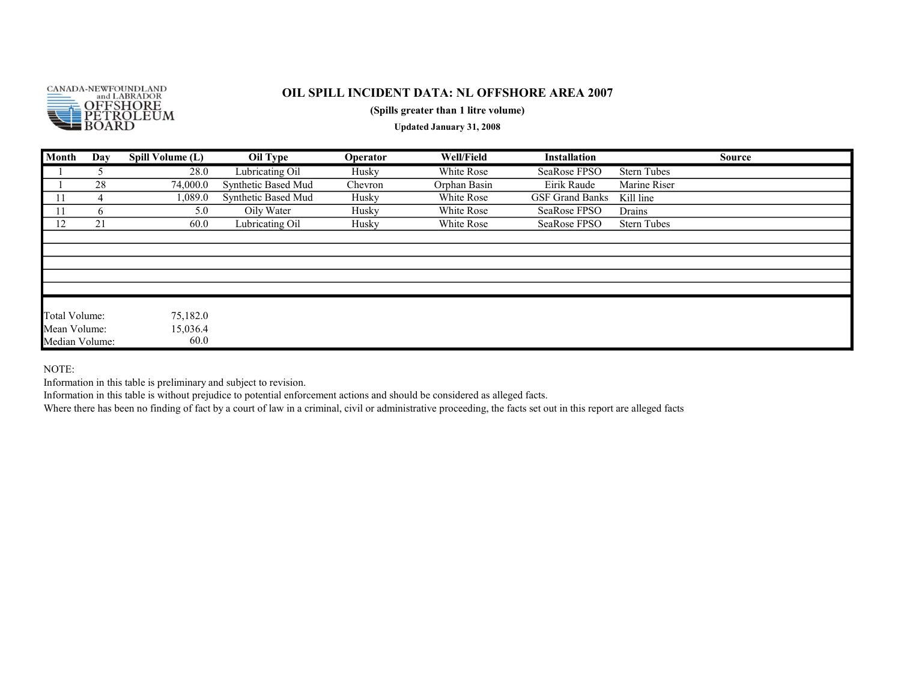CANADA-NEWFOUNDLAND and LABRADOR OFFSHORE PETROLEUM BOARD

# OIL SPILL INCIDENT DATA: NL OFFSHORE AREA 2007

**(Spills greater than 1 litre volume)**

**Updated January 31, 2008**

| Month | Day | Spill Volume (L) | Oil Type | Operator | Well/Field | Installation | Source |
|---|---|---|---|---|---|---|---|
| 1 | 5 | 28.0 | Lubricating Oil | Husky | White Rose | SeaRose FPSO | Stern Tubes |
| 1 | 28 | 74,000.0 | Synthetic Based Mud | Chevron | Orphan Basin | Eirik Raude | Marine Riser |
| 11 | 4 | 1,089.0 | Synthetic Based Mud | Husky | White Rose | GSF Grand Banks | Kill line |
| 11 | 6 | 5.0 | Oily Water | Husky | White Rose | SeaRose FPSO | Drains |
| 12 | 21 | 60.0 | Lubricating Oil | Husky | White Rose | SeaRose FPSO | Stern Tubes |

Total Volume: 75,182.0
Mean Volume: 15,036.4
Median Volume: 60.0

NOTE:
Information in this table is preliminary and subject to revision.
Information in this table is without prejudice to potential enforcement actions and should be considered as alleged facts.
Where there has been no finding of fact by a court of law in a criminal, civil or administrative proceeding, the facts set out in this report are alleged facts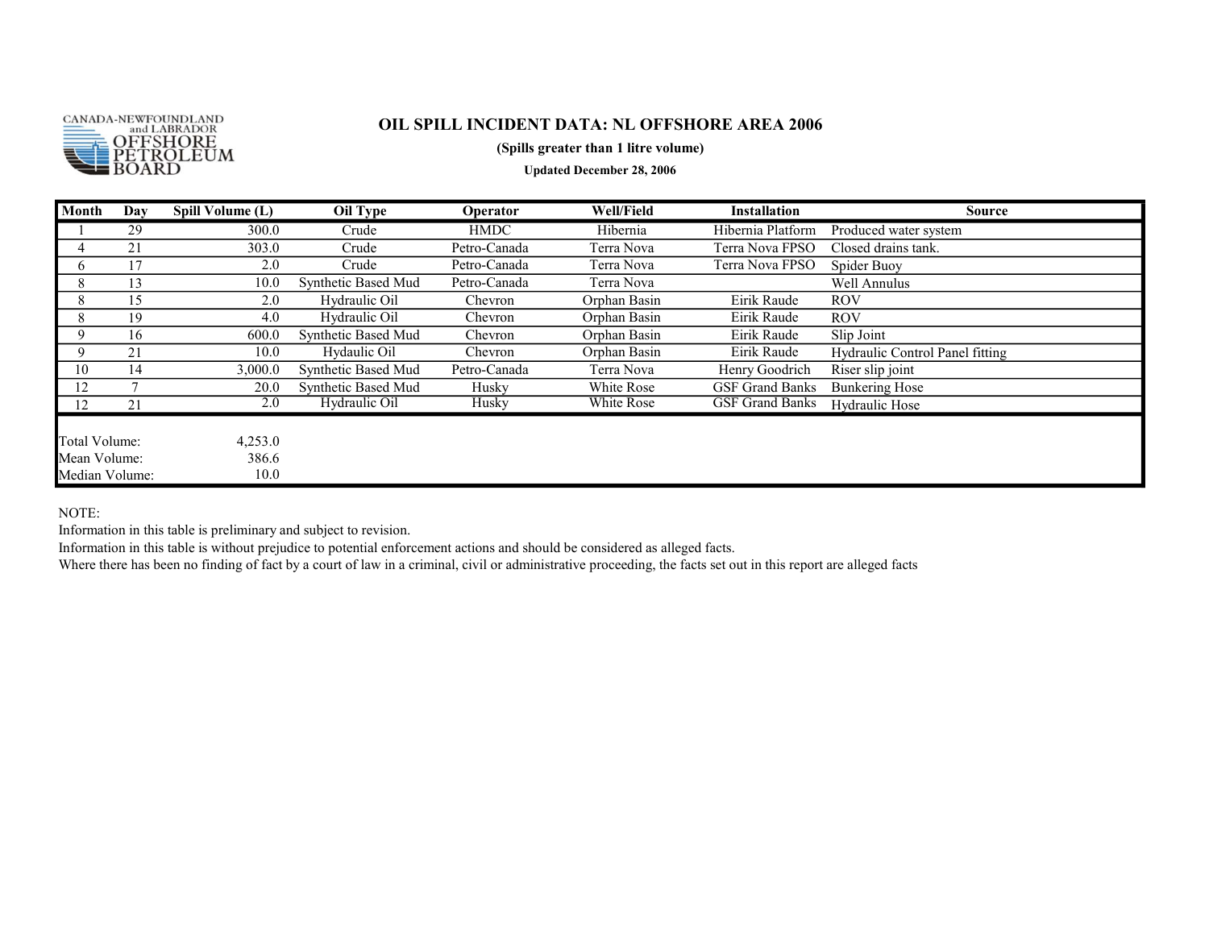CANADA-NEWFOUNDLAND and LABRADOR OFFSHORE PETROLEUM BOARD

# OIL SPILL INCIDENT DATA: NL OFFSHORE AREA 2006

**(Spills greater than 1 litre volume)**

**Updated December 28, 2006**

| Month | Day | Spill Volume (L) | Oil Type | Operator | Well/Field | Installation | Source |
|---|---|---|---|---|---|---|---|
| 1 | 29 | 300.0 | Crude | HMDC | Hibernia | Hibernia Platform | Produced water system |
| 4 | 21 | 303.0 | Crude | Petro-Canada | Terra Nova | Terra Nova FPSO | Closed drains tank. |
| 6 | 17 | 2.0 | Crude | Petro-Canada | Terra Nova | Terra Nova FPSO | Spider Buoy |
| 8 | 13 | 10.0 | Synthetic Based Mud | Petro-Canada | Terra Nova | | Well Annulus |
| 8 | 15 | 2.0 | Hydraulic Oil | Chevron | Orphan Basin | Eirik Raude | ROV |
| 8 | 19 | 4.0 | Hydraulic Oil | Chevron | Orphan Basin | Eirik Raude | ROV |
| 9 | 16 | 600.0 | Synthetic Based Mud | Chevron | Orphan Basin | Eirik Raude | Slip Joint |
| 9 | 21 | 10.0 | Hydaulic Oil | Chevron | Orphan Basin | Eirik Raude | Hydraulic Control Panel fitting |
| 10 | 14 | 3,000.0 | Synthetic Based Mud | Petro-Canada | Terra Nova | Henry Goodrich | Riser slip joint |
| 12 | 7 | 20.0 | Synthetic Based Mud | Husky | White Rose | GSF Grand Banks | Bunkering Hose |
| 12 | 21 | 2.0 | Hydraulic Oil | Husky | White Rose | GSF Grand Banks | Hydraulic Hose |
| Total Volume: | | 4,253.0 | | | | | |
| Mean Volume: | | 386.6 | | | | | |
| Median Volume: | | 10.0 | | | | | |

NOTE:
Information in this table is preliminary and subject to revision.
Information in this table is without prejudice to potential enforcement actions and should be considered as alleged facts.
Where there has been no finding of fact by a court of law in a criminal, civil or administrative proceeding, the facts set out in this report are alleged facts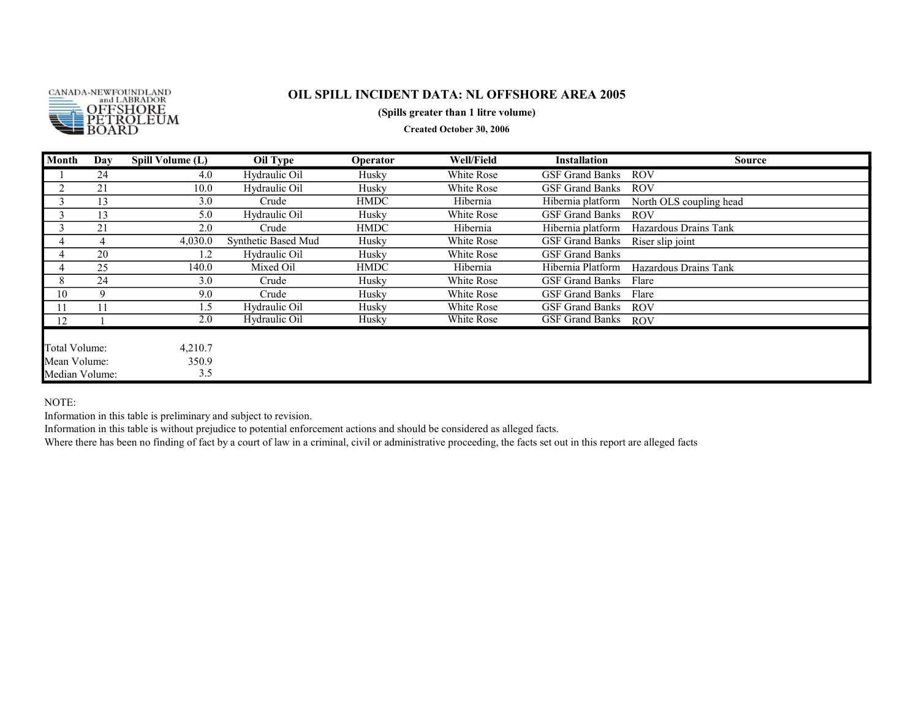CANADA-NEWFOUNDLAND and LABRADOR OFFSHORE PETROLEUM BOARD

# OIL SPILL INCIDENT DATA: NL OFFSHORE AREA 2005

**(Spills greater than 1 litre volume)**

**Created October 30, 2006**

| Month | Day | Spill Volume (L) | Oil Type | Operator | Well/Field | Installation | Source |
|---|---|---|---|---|---|---|---|
| 1 | 24 | 4.0 | Hydraulic Oil | Husky | White Rose | GSF Grand Banks | ROV |
| 2 | 21 | 10.0 | Hydraulic Oil | Husky | White Rose | GSF Grand Banks | ROV |
| 3 | 13 | 3.0 | Crude | HMDC | Hibernia | Hibernia platform | North OLS coupling head |
| 3 | 13 | 5.0 | Hydraulic Oil | Husky | White Rose | GSF Grand Banks | ROV |
| 3 | 21 | 2.0 | Crude | HMDC | Hibernia | Hibernia platform | Hazardous Drains Tank |
| 4 | 4 | 4,030.0 | Synthetic Based Mud | Husky | White Rose | GSF Grand Banks | Riser slip joint |
| 4 | 20 | 1.2 | Hydraulic Oil | Husky | White Rose | GSF Grand Banks | |
| 4 | 25 | 140.0 | Mixed Oil | HMDC | Hibernia | Hibernia Platform | Hazardous Drains Tank |
| 8 | 24 | 3.0 | Crude | Husky | White Rose | GSF Grand Banks | Flare |
| 10 | 9 | 9.0 | Crude | Husky | White Rose | GSF Grand Banks | Flare |
| 11 | 11 | 1.5 | Hydraulic Oil | Husky | White Rose | GSF Grand Banks | ROV |
| 12 | 1 | 2.0 | Hydraulic Oil | Husky | White Rose | GSF Grand Banks | ROV |
| Total Volume: | | 4,210.7 | | | | | |
| Mean Volume: | | 350.9 | | | | | |
| Median Volume: | | 3.5 | | | | | |

NOTE:

Information in this table is preliminary and subject to revision.

Information in this table is without prejudice to potential enforcement actions and should be considered as alleged facts.

Where there has been no finding of fact by a court of law in a criminal, civil or administrative proceeding, the facts set out in this report are alleged facts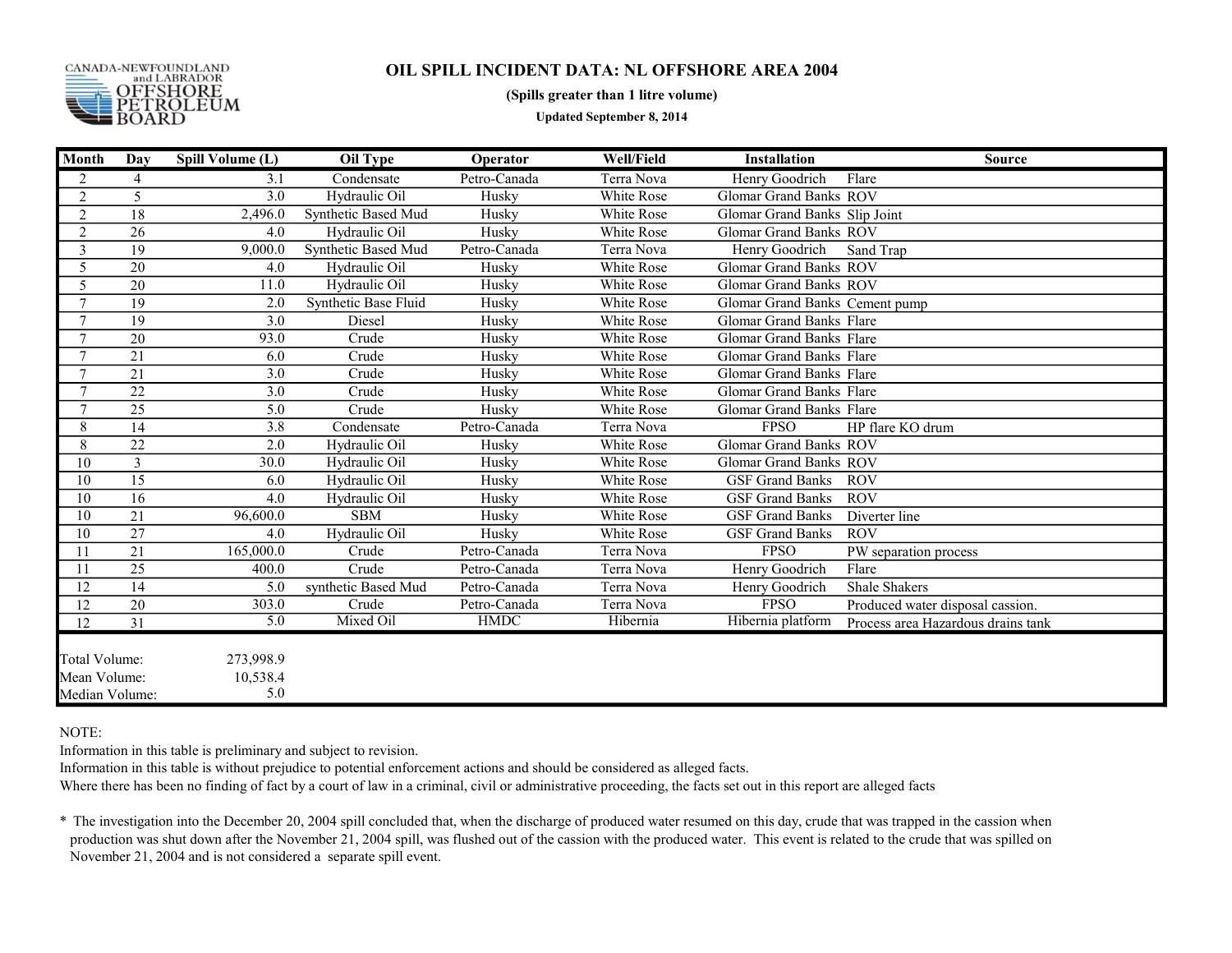CANADA-NEWFOUNDLAND and LABRADOR OFFSHORE PETROLEUM BOARD

# OIL SPILL INCIDENT DATA: NL OFFSHORE AREA 2004

**(Spills greater than 1 litre volume)**

**Updated September 8, 2014**

| Month | Day | Spill Volume (L) | Oil Type | Operator | Well/Field | Installation | Source |
|---|---|---|---|---|---|---|---|
| 2 | 4 | 3.1 | Condensate | Petro-Canada | Terra Nova | Henry Goodrich | Flare |
| 2 | 5 | 3.0 | Hydraulic Oil | Husky | White Rose | Glomar Grand Banks | ROV |
| 2 | 18 | 2,496.0 | Synthetic Based Mud | Husky | White Rose | Glomar Grand Banks | Slip Joint |
| 2 | 26 | 4.0 | Hydraulic Oil | Husky | White Rose | Glomar Grand Banks | ROV |
| 3 | 19 | 9,000.0 | Synthetic Based Mud | Petro-Canada | Terra Nova | Henry Goodrich | Sand Trap |
| 5 | 20 | 4.0 | Hydraulic Oil | Husky | White Rose | Glomar Grand Banks | ROV |
| 5 | 20 | 11.0 | Hydraulic Oil | Husky | White Rose | Glomar Grand Banks | ROV |
| 7 | 19 | 2.0 | Synthetic Base Fluid | Husky | White Rose | Glomar Grand Banks | Cement pump |
| 7 | 19 | 3.0 | Diesel | Husky | White Rose | Glomar Grand Banks | Flare |
| 7 | 20 | 93.0 | Crude | Husky | White Rose | Glomar Grand Banks | Flare |
| 7 | 21 | 6.0 | Crude | Husky | White Rose | Glomar Grand Banks | Flare |
| 7 | 21 | 3.0 | Crude | Husky | White Rose | Glomar Grand Banks | Flare |
| 7 | 22 | 3.0 | Crude | Husky | White Rose | Glomar Grand Banks | Flare |
| 7 | 25 | 5.0 | Crude | Husky | White Rose | Glomar Grand Banks | Flare |
| 8 | 14 | 3.8 | Condensate | Petro-Canada | Terra Nova | FPSO | HP flare KO drum |
| 8 | 22 | 2.0 | Hydraulic Oil | Husky | White Rose | Glomar Grand Banks | ROV |
| 10 | 3 | 30.0 | Hydraulic Oil | Husky | White Rose | Glomar Grand Banks | ROV |
| 10 | 15 | 6.0 | Hydraulic Oil | Husky | White Rose | GSF Grand Banks | ROV |
| 10 | 16 | 4.0 | Hydraulic Oil | Husky | White Rose | GSF Grand Banks | ROV |
| 10 | 21 | 96,600.0 | SBM | Husky | White Rose | GSF Grand Banks | Diverter line |
| 10 | 27 | 4.0 | Hydraulic Oil | Husky | White Rose | GSF Grand Banks | ROV |
| 11 | 21 | 165,000.0 | Crude | Petro-Canada | Terra Nova | FPSO | PW separation process |
| 11 | 25 | 400.0 | Crude | Petro-Canada | Terra Nova | Henry Goodrich | Flare |
| 12 | 14 | 5.0 | synthetic Based Mud | Petro-Canada | Terra Nova | Henry Goodrich | Shale Shakers |
| 12 | 20 | 303.0 | Crude | Petro-Canada | Terra Nova | FPSO | Produced water disposal cassion. |
| 12 | 31 | 5.0 | Mixed Oil | HMDC | Hibernia | Hibernia platform | Process area Hazardous drains tank |
| Total Volume: | | 273,998.9 | | | | | |
| Mean Volume: | | 10,538.4 | | | | | |
| Median Volume: | | 5.0 | | | | | |

NOTE:
Information in this table is preliminary and subject to revision.
Information in this table is without prejudice to potential enforcement actions and should be considered as alleged facts.
Where there has been no finding of fact by a court of law in a criminal, civil or administrative proceeding, the facts set out in this report are alleged facts

* The investigation into the December 20, 2004 spill concluded that, when the discharge of produced water resumed on this day, crude that was trapped in the cassion when production was shut down after the November 21, 2004 spill, was flushed out of the cassion with the produced water. This event is related to the crude that was spilled on November 21, 2004 and is not considered a separate spill event.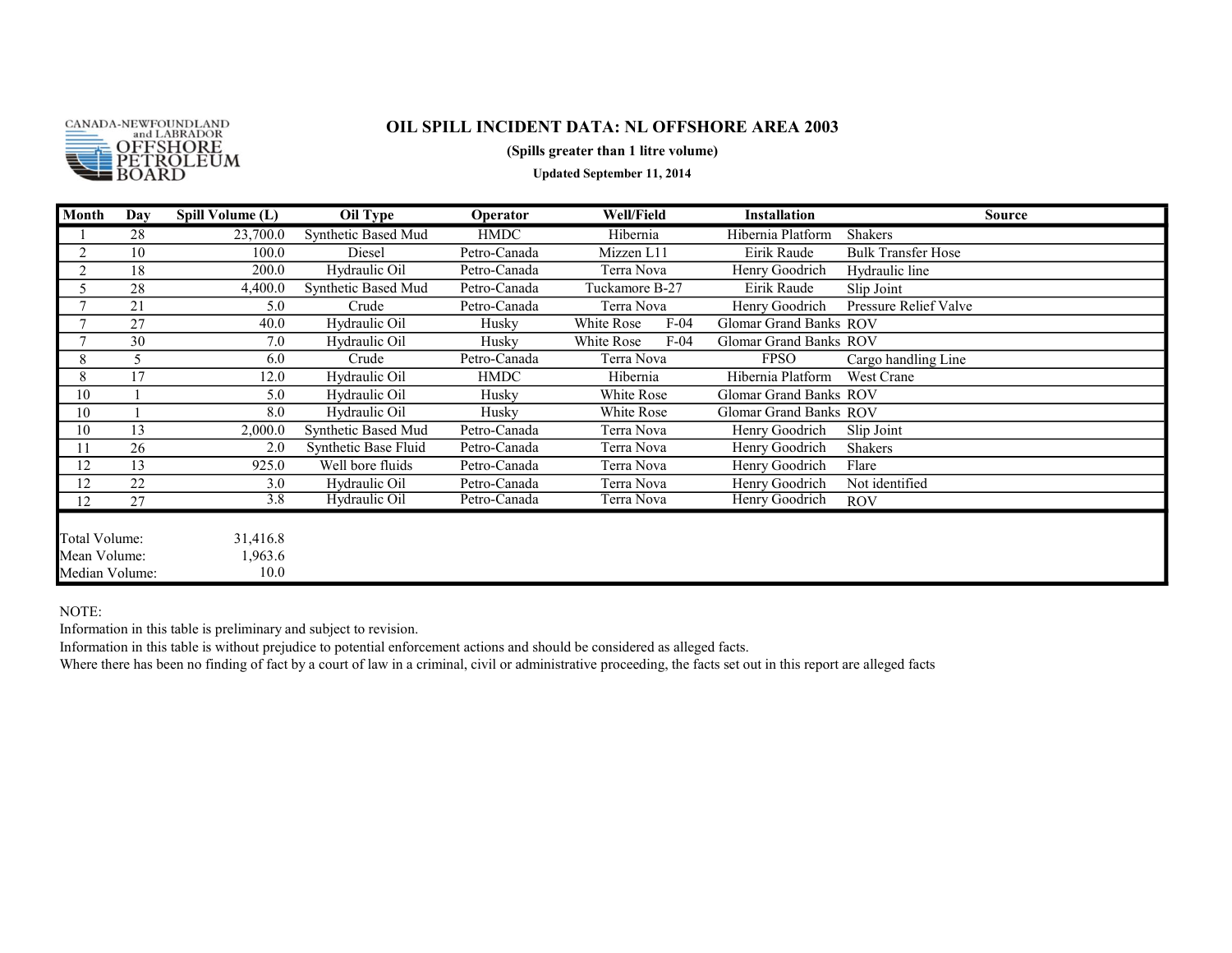CANADA-NEWFOUNDLAND and LABRADOR OFFSHORE PETROLEUM BOARD

# OIL SPILL INCIDENT DATA: NL OFFSHORE AREA 2003

**(Spills greater than 1 litre volume)**

**Updated September 11, 2014**

| Month | Day | Spill Volume (L) | Oil Type | Operator | Well/Field | Installation | Source |
|---|---|---|---|---|---|---|---|
| 1 | 28 | 23,700.0 | Synthetic Based Mud | HMDC | Hibernia | Hibernia Platform | Shakers |
| 2 | 10 | 100.0 | Diesel | Petro-Canada | Mizzen L11 | Eirik Raude | Bulk Transfer Hose |
| 2 | 18 | 200.0 | Hydraulic Oil | Petro-Canada | Terra Nova | Henry Goodrich | Hydraulic line |
| 5 | 28 | 4,400.0 | Synthetic Based Mud | Petro-Canada | Tuckamore B-27 | Eirik Raude | Slip Joint |
| 7 | 21 | 5.0 | Crude | Petro-Canada | Terra Nova | Henry Goodrich | Pressure Relief Valve |
| 7 | 27 | 40.0 | Hydraulic Oil | Husky | White Rose F-04 | Glomar Grand Banks | ROV |
| 7 | 30 | 7.0 | Hydraulic Oil | Husky | White Rose F-04 | Glomar Grand Banks | ROV |
| 8 | 5 | 6.0 | Crude | Petro-Canada | Terra Nova | FPSO | Cargo handling Line |
| 8 | 17 | 12.0 | Hydraulic Oil | HMDC | Hibernia | Hibernia Platform | West Crane |
| 10 | 1 | 5.0 | Hydraulic Oil | Husky | White Rose | Glomar Grand Banks | ROV |
| 10 | 1 | 8.0 | Hydraulic Oil | Husky | White Rose | Glomar Grand Banks | ROV |
| 10 | 13 | 2,000.0 | Synthetic Based Mud | Petro-Canada | Terra Nova | Henry Goodrich | Slip Joint |
| 11 | 26 | 2.0 | Synthetic Base Fluid | Petro-Canada | Terra Nova | Henry Goodrich | Shakers |
| 12 | 13 | 925.0 | Well bore fluids | Petro-Canada | Terra Nova | Henry Goodrich | Flare |
| 12 | 22 | 3.0 | Hydraulic Oil | Petro-Canada | Terra Nova | Henry Goodrich | Not identified |
| 12 | 27 | 3.8 | Hydraulic Oil | Petro-Canada | Terra Nova | Henry Goodrich | ROV |

Total Volume: 31,416.8
Mean Volume: 1,963.6
Median Volume: 10.0

NOTE:
Information in this table is preliminary and subject to revision.
Information in this table is without prejudice to potential enforcement actions and should be considered as alleged facts.
Where there has been no finding of fact by a court of law in a criminal, civil or administrative proceeding, the facts set out in this report are alleged facts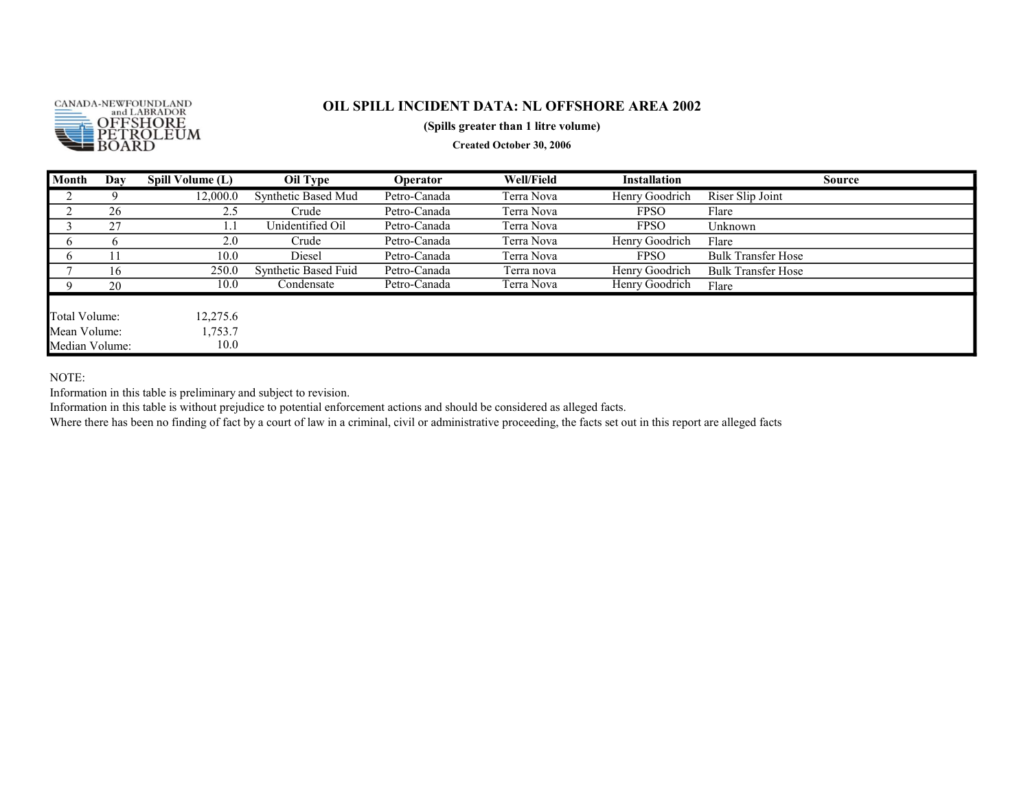CANADA-NEWFOUNDLAND and LABRADOR OFFSHORE PETROLEUM BOARD

# OIL SPILL INCIDENT DATA: NL OFFSHORE AREA 2002

**(Spills greater than 1 litre volume)**

**Created October 30, 2006**

| Month | Day | Spill Volume (L) | Oil Type | Operator | Well/Field | Installation | Source |
|---|---|---|---|---|---|---|---|
| 2 | 9 | 12,000.0 | Synthetic Based Mud | Petro-Canada | Terra Nova | Henry Goodrich | Riser Slip Joint |
| 2 | 26 | 2.5 | Crude | Petro-Canada | Terra Nova | FPSO | Flare |
| 3 | 27 | 1.1 | Unidentified Oil | Petro-Canada | Terra Nova | FPSO | Unknown |
| 6 | 6 | 2.0 | Crude | Petro-Canada | Terra Nova | Henry Goodrich | Flare |
| 6 | 11 | 10.0 | Diesel | Petro-Canada | Terra Nova | FPSO | Bulk Transfer Hose |
| 7 | 16 | 250.0 | Synthetic Based Fuid | Petro-Canada | Terra nova | Henry Goodrich | Bulk Transfer Hose |
| 9 | 20 | 10.0 | Condensate | Petro-Canada | Terra Nova | Henry Goodrich | Flare |
| Total Volume: | | 12,275.6 | | | | | |
| Mean Volume: | | 1,753.7 | | | | | |
| Median Volume: | | 10.0 | | | | | |

NOTE:
Information in this table is preliminary and subject to revision.
Information in this table is without prejudice to potential enforcement actions and should be considered as alleged facts.
Where there has been no finding of fact by a court of law in a criminal, civil or administrative proceeding, the facts set out in this report are alleged facts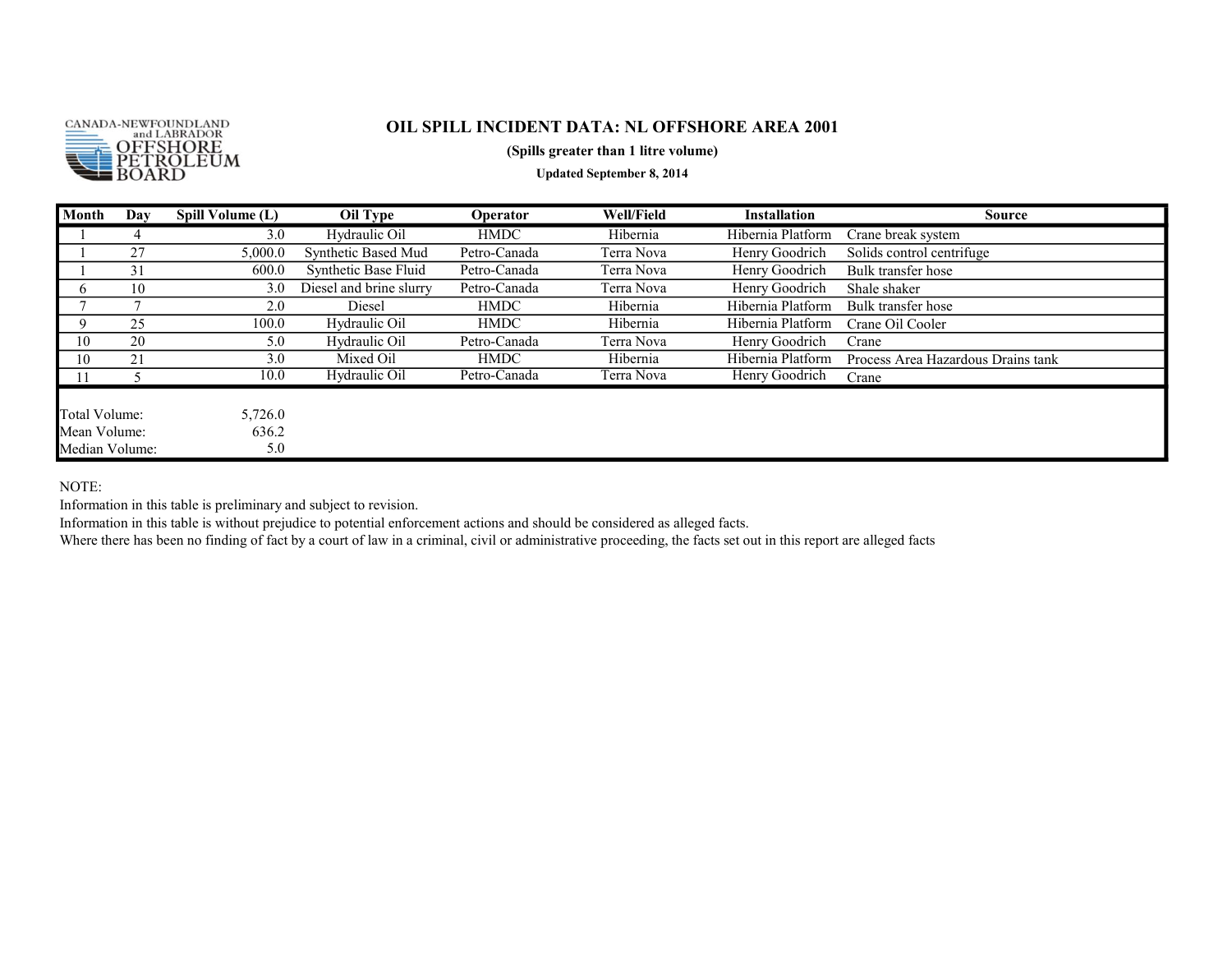CANADA-NEWFOUNDLAND and LABRADOR OFFSHORE PETROLEUM BOARD

# OIL SPILL INCIDENT DATA: NL OFFSHORE AREA 2001

**(Spills greater than 1 litre volume)**

**Updated September 8, 2014**

| Month | Day | Spill Volume (L) | Oil Type | Operator | Well/Field | Installation | Source |
|---|---|---|---|---|---|---|---|
| 1 | 4 | 3.0 | Hydraulic Oil | HMDC | Hibernia | Hibernia Platform | Crane break system |
| 1 | 27 | 5,000.0 | Synthetic Based Mud | Petro-Canada | Terra Nova | Henry Goodrich | Solids control centrifuge |
| 1 | 31 | 600.0 | Synthetic Base Fluid | Petro-Canada | Terra Nova | Henry Goodrich | Bulk transfer hose |
| 6 | 10 | 3.0 | Diesel and brine slurry | Petro-Canada | Terra Nova | Henry Goodrich | Shale shaker |
| 7 | 7 | 2.0 | Diesel | HMDC | Hibernia | Hibernia Platform | Bulk transfer hose |
| 9 | 25 | 100.0 | Hydraulic Oil | HMDC | Hibernia | Hibernia Platform | Crane Oil Cooler |
| 10 | 20 | 5.0 | Hydraulic Oil | Petro-Canada | Terra Nova | Henry Goodrich | Crane |
| 10 | 21 | 3.0 | Mixed Oil | HMDC | Hibernia | Hibernia Platform | Process Area Hazardous Drains tank |
| 11 | 5 | 10.0 | Hydraulic Oil | Petro-Canada | Terra Nova | Henry Goodrich | Crane |
| Total Volume: | | 5,726.0 | | | | | |
| Mean Volume: | | 636.2 | | | | | |
| Median Volume: | | 5.0 | | | | | |

NOTE:

Information in this table is preliminary and subject to revision.

Information in this table is without prejudice to potential enforcement actions and should be considered as alleged facts.

Where there has been no finding of fact by a court of law in a criminal, civil or administrative proceeding, the facts set out in this report are alleged facts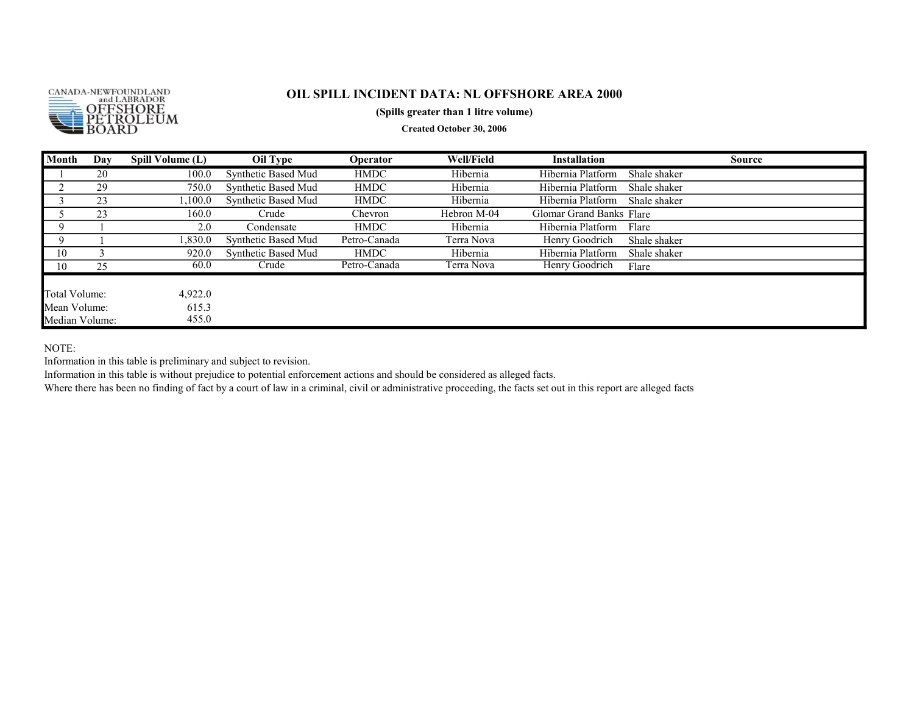CANADA-NEWFOUNDLAND and LABRADOR OFFSHORE PETROLEUM BOARD

# OIL SPILL INCIDENT DATA: NL OFFSHORE AREA 2000

**(Spills greater than 1 litre volume)**

**Created October 30, 2006**

| Month | Day | Spill Volume (L) | Oil Type | Operator | Well/Field | Installation | Source |
|---|---|---|---|---|---|---|---|
| 1 | 20 | 100.0 | Synthetic Based Mud | HMDC | Hibernia | Hibernia Platform | Shale shaker |
| 2 | 29 | 750.0 | Synthetic Based Mud | HMDC | Hibernia | Hibernia Platform | Shale shaker |
| 3 | 23 | 1,100.0 | Synthetic Based Mud | HMDC | Hibernia | Hibernia Platform | Shale shaker |
| 5 | 23 | 160.0 | Crude | Chevron | Hebron M-04 | Glomar Grand Banks | Flare |
| 9 | 1 | 2.0 | Condensate | HMDC | Hibernia | Hibernia Platform | Flare |
| 9 | 1 | 1,830.0 | Synthetic Based Mud | Petro-Canada | Terra Nova | Henry Goodrich | Shale shaker |
| 10 | 3 | 920.0 | Synthetic Based Mud | HMDC | Hibernia | Hibernia Platform | Shale shaker |
| 10 | 25 | 60.0 | Crude | Petro-Canada | Terra Nova | Henry Goodrich | Flare |
| Total Volume: | | 4,922.0 | | | | | |
| Mean Volume: | | 615.3 | | | | | |
| Median Volume: | | 455.0 | | | | | |

NOTE:
Information in this table is preliminary and subject to revision.
Information in this table is without prejudice to potential enforcement actions and should be considered as alleged facts.
Where there has been no finding of fact by a court of law in a criminal, civil or administrative proceeding, the facts set out in this report are alleged facts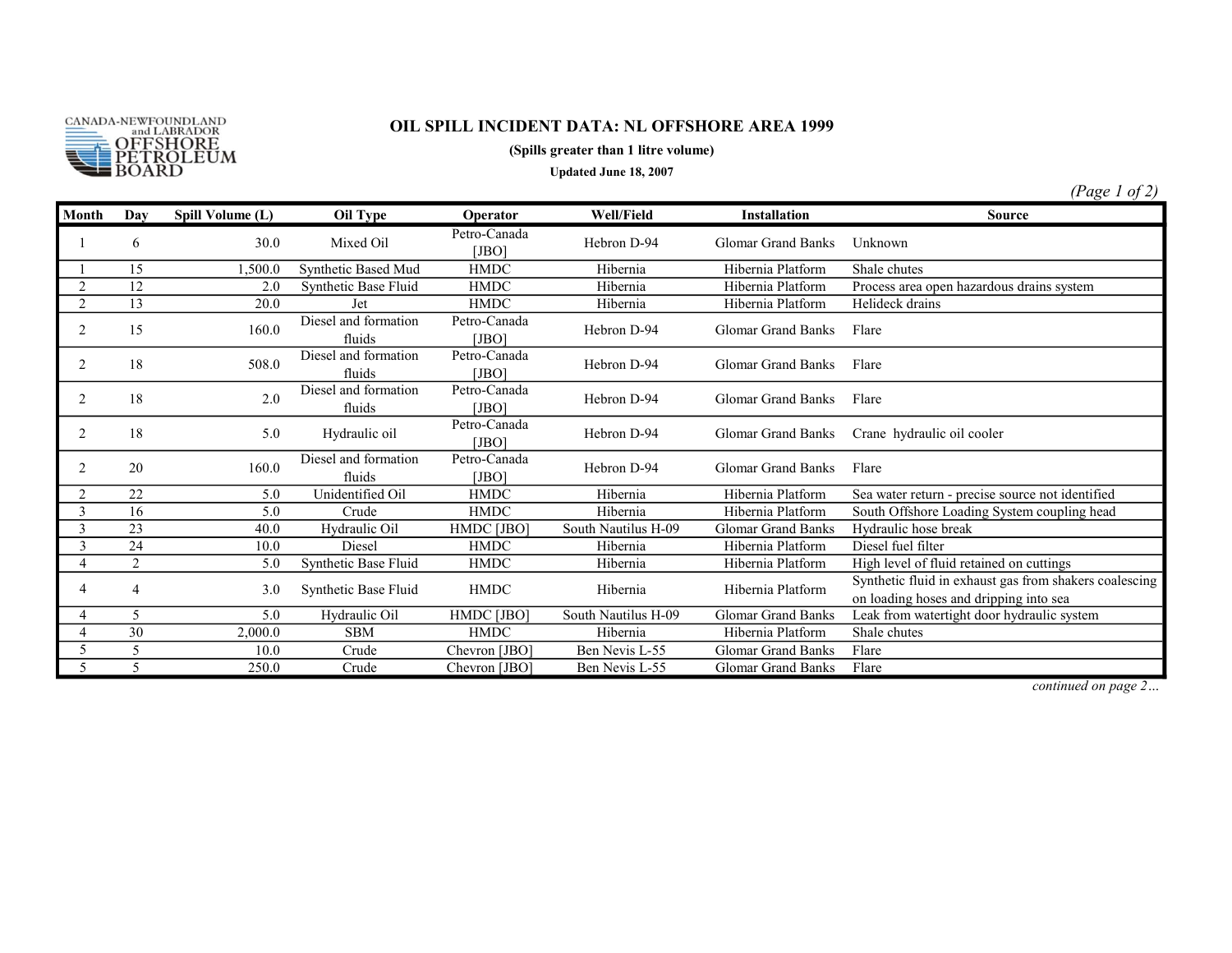CANADA-NEWFOUNDLAND and LABRADOR OFFSHORE PETROLEUM BOARD

# OIL SPILL INCIDENT DATA: NL OFFSHORE AREA 1999

**(Spills greater than 1 litre volume)**

**Updated June 18, 2007**

*(Page 1 of 2)*

| Month | Day | Spill Volume (L) | Oil Type | Operator | Well/Field | Installation | Source |
|---|---|---|---|---|---|---|---|
| 1 | 6 | 30.0 | Mixed Oil | Petro-Canada [JBO] | Hebron D-94 | Glomar Grand Banks | Unknown |
| 1 | 15 | 1,500.0 | Synthetic Based Mud | HMDC | Hibernia | Hibernia Platform | Shale chutes |
| 2 | 12 | 2.0 | Synthetic Base Fluid | HMDC | Hibernia | Hibernia Platform | Process area open hazardous drains system |
| 2 | 13 | 20.0 | Jet | HMDC | Hibernia | Hibernia Platform | Helideck drains |
| 2 | 15 | 160.0 | Diesel and formation fluids | Petro-Canada [JBO] | Hebron D-94 | Glomar Grand Banks | Flare |
| 2 | 18 | 508.0 | Diesel and formation fluids | Petro-Canada [JBO] | Hebron D-94 | Glomar Grand Banks | Flare |
| 2 | 18 | 2.0 | Diesel and formation fluids | Petro-Canada [JBO] | Hebron D-94 | Glomar Grand Banks | Flare |
| 2 | 18 | 5.0 | Hydraulic oil | Petro-Canada [JBO] | Hebron D-94 | Glomar Grand Banks | Crane hydraulic oil cooler |
| 2 | 20 | 160.0 | Diesel and formation fluids | Petro-Canada [JBO] | Hebron D-94 | Glomar Grand Banks | Flare |
| 2 | 22 | 5.0 | Unidentified Oil | HMDC | Hibernia | Hibernia Platform | Sea water return - precise source not identified |
| 3 | 16 | 5.0 | Crude | HMDC | Hibernia | Hibernia Platform | South Offshore Loading System coupling head |
| 3 | 23 | 40.0 | Hydraulic Oil | HMDC [JBO] | South Nautilus H-09 | Glomar Grand Banks | Hydraulic hose break |
| 3 | 24 | 10.0 | Diesel | HMDC | Hibernia | Hibernia Platform | Diesel fuel filter |
| 4 | 2 | 5.0 | Synthetic Base Fluid | HMDC | Hibernia | Hibernia Platform | High level of fluid retained on cuttings |
| 4 | 4 | 3.0 | Synthetic Base Fluid | HMDC | Hibernia | Hibernia Platform | Synthetic fluid in exhaust gas from shakers coalescing on loading hoses and dripping into sea |
| 4 | 5 | 5.0 | Hydraulic Oil | HMDC [JBO] | South Nautilus H-09 | Glomar Grand Banks | Leak from watertight door hydraulic system |
| 4 | 30 | 2,000.0 | SBM | HMDC | Hibernia | Hibernia Platform | Shale chutes |
| 5 | 5 | 10.0 | Crude | Chevron [JBO] | Ben Nevis L-55 | Glomar Grand Banks | Flare |
| 5 | 5 | 250.0 | Crude | Chevron [JBO] | Ben Nevis L-55 | Glomar Grand Banks | Flare |

*continued on page 2…*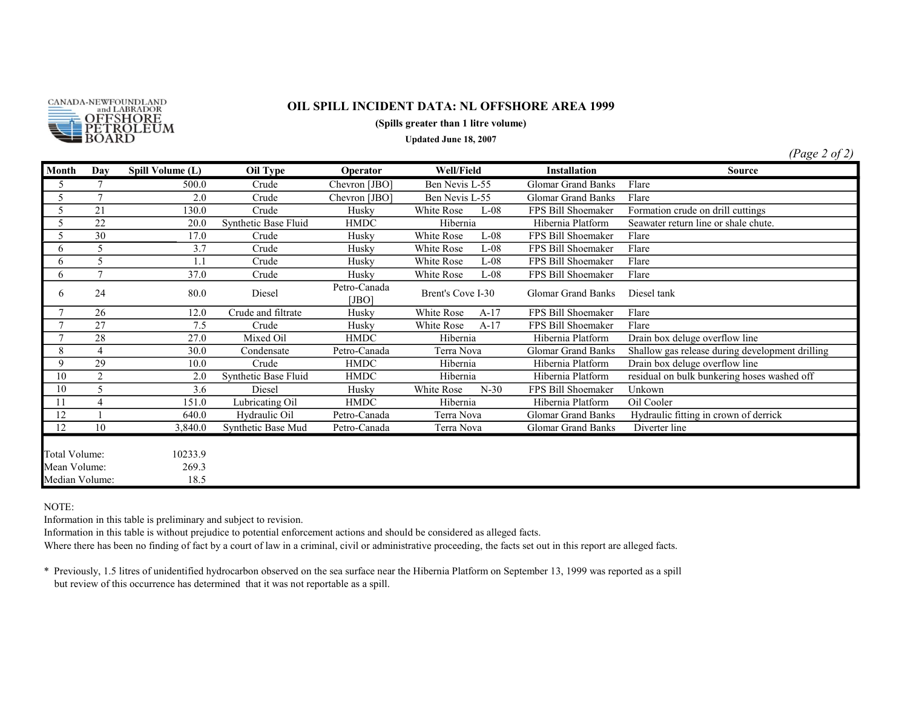CANADA-NEWFOUNDLAND and LABRADOR OFFSHORE PETROLEUM BOARD

# OIL SPILL INCIDENT DATA: NL OFFSHORE AREA 1999

**(Spills greater than 1 litre volume)**

**Updated June 18, 2007**

*(Page 2 of 2)*

| Month | Day | Spill Volume (L) | Oil Type | Operator | Well/Field | Installation | Source |
|---|---|---|---|---|---|---|---|
| 5 | 7 | 500.0 | Crude | Chevron [JBO] | Ben Nevis L-55 | Glomar Grand Banks | Flare |
| 5 | 7 | 2.0 | Crude | Chevron [JBO] | Ben Nevis L-55 | Glomar Grand Banks | Flare |
| 5 | 21 | 130.0 | Crude | Husky | White Rose L-08 | FPS Bill Shoemaker | Formation crude on drill cuttings |
| 5 | 22 | 20.0 | Synthetic Base Fluid | HMDC | Hibernia | Hibernia Platform | Seawater return line or shale chute. |
| 5 | 30 | 17.0 | Crude | Husky | White Rose L-08 | FPS Bill Shoemaker | Flare |
| 6 | 5 | 3.7 | Crude | Husky | White Rose L-08 | FPS Bill Shoemaker | Flare |
| 6 | 5 | 1.1 | Crude | Husky | White Rose L-08 | FPS Bill Shoemaker | Flare |
| 6 | 7 | 37.0 | Crude | Husky | White Rose L-08 | FPS Bill Shoemaker | Flare |
| 6 | 24 | 80.0 | Diesel | Petro-Canada [JBO] | Brent's Cove I-30 | Glomar Grand Banks | Diesel tank |
| 7 | 26 | 12.0 | Crude and filtrate | Husky | White Rose A-17 | FPS Bill Shoemaker | Flare |
| 7 | 27 | 7.5 | Crude | Husky | White Rose A-17 | FPS Bill Shoemaker | Flare |
| 7 | 28 | 27.0 | Mixed Oil | HMDC | Hibernia | Hibernia Platform | Drain box deluge overflow line |
| 8 | 4 | 30.0 | Condensate | Petro-Canada | Terra Nova | Glomar Grand Banks | Shallow gas release during development drilling |
| 9 | 29 | 10.0 | Crude | HMDC | Hibernia | Hibernia Platform | Drain box deluge overflow line |
| 10 | 2 | 2.0 | Synthetic Base Fluid | HMDC | Hibernia | Hibernia Platform | residual on bulk bunkering hoses washed off |
| 10 | 5 | 3.6 | Diesel | Husky | White Rose N-30 | FPS Bill Shoemaker | Unkown |
| 11 | 4 | 151.0 | Lubricating Oil | HMDC | Hibernia | Hibernia Platform | Oil Cooler |
| 12 | 1 | 640.0 | Hydraulic Oil | Petro-Canada | Terra Nova | Glomar Grand Banks | Hydraulic fitting in crown of derrick |
| 12 | 10 | 3,840.0 | Synthetic Base Mud | Petro-Canada | Terra Nova | Glomar Grand Banks | Diverter line |

| | |
|---|---|
| Total Volume: | 10233.9 |
| Mean Volume: | 269.3 |
| Median Volume: | 18.5 |

NOTE:
Information in this table is preliminary and subject to revision.
Information in this table is without prejudice to potential enforcement actions and should be considered as alleged facts.
Where there has been no finding of fact by a court of law in a criminal, civil or administrative proceeding, the facts set out in this report are alleged facts.

* Previously, 1.5 litres of unidentified hydrocarbon observed on the sea surface near the Hibernia Platform on September 13, 1999 was reported as a spill but review of this occurrence has determined that it was not reportable as a spill.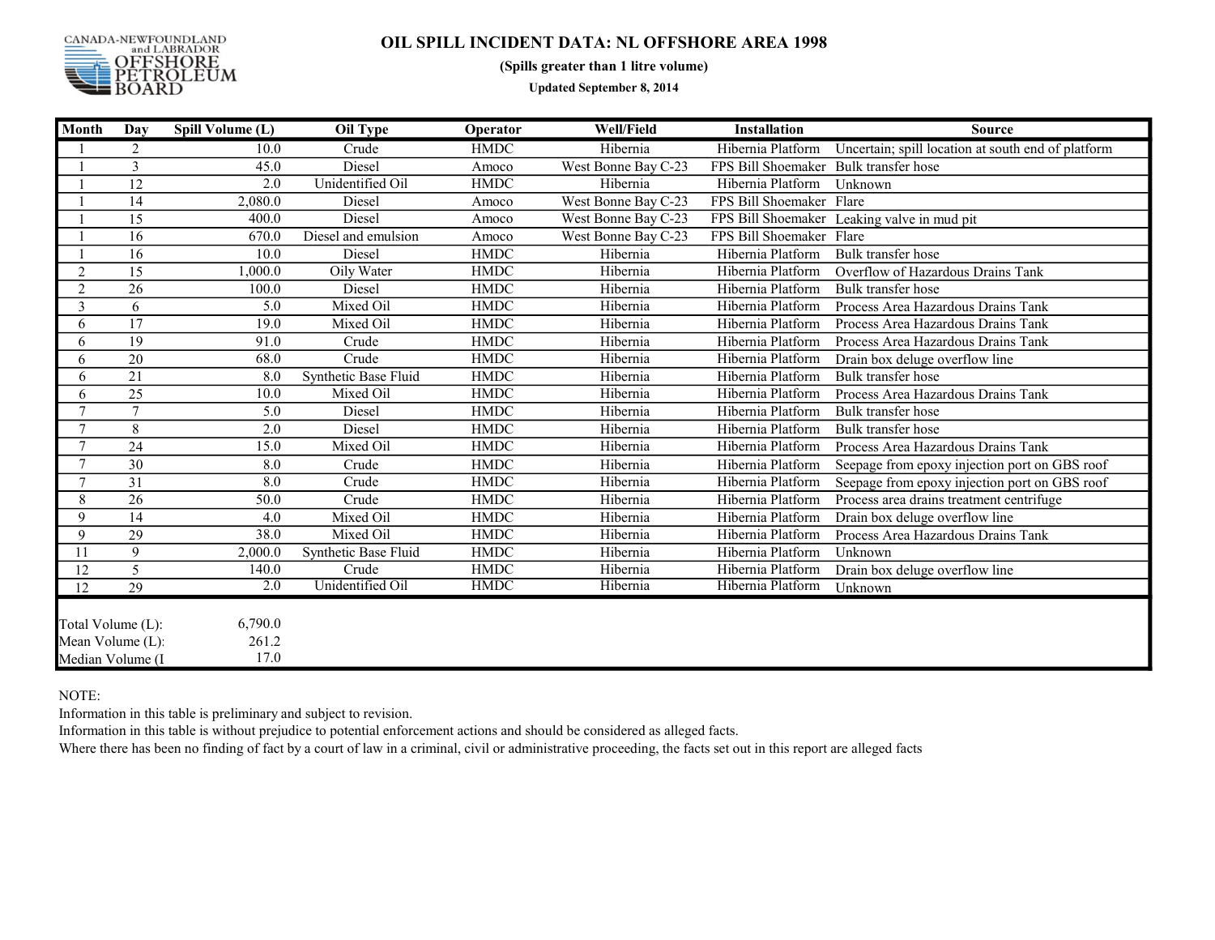CANADA-NEWFOUNDLAND and LABRADOR OFFSHORE PETROLEUM BOARD

# OIL SPILL INCIDENT DATA: NL OFFSHORE AREA 1998

**(Spills greater than 1 litre volume)**

**Updated September 8, 2014**

| Month | Day | Spill Volume (L) | Oil Type | Operator | Well/Field | Installation | Source |
|---|---|---|---|---|---|---|---|
| 1 | 2 | 10.0 | Crude | HMDC | Hibernia | Hibernia Platform | Uncertain; spill location at south end of platform |
| 1 | 3 | 45.0 | Diesel | Amoco | West Bonne Bay C-23 | FPS Bill Shoemaker | Bulk transfer hose |
| 1 | 12 | 2.0 | Unidentified Oil | HMDC | Hibernia | Hibernia Platform | Unknown |
| 1 | 14 | 2,080.0 | Diesel | Amoco | West Bonne Bay C-23 | FPS Bill Shoemaker | Flare |
| 1 | 15 | 400.0 | Diesel | Amoco | West Bonne Bay C-23 | FPS Bill Shoemaker | Leaking valve in mud pit |
| 1 | 16 | 670.0 | Diesel and emulsion | Amoco | West Bonne Bay C-23 | FPS Bill Shoemaker | Flare |
| 1 | 16 | 10.0 | Diesel | HMDC | Hibernia | Hibernia Platform | Bulk transfer hose |
| 2 | 15 | 1,000.0 | Oily Water | HMDC | Hibernia | Hibernia Platform | Overflow of Hazardous Drains Tank |
| 2 | 26 | 100.0 | Diesel | HMDC | Hibernia | Hibernia Platform | Bulk transfer hose |
| 3 | 6 | 5.0 | Mixed Oil | HMDC | Hibernia | Hibernia Platform | Process Area Hazardous Drains Tank |
| 6 | 17 | 19.0 | Mixed Oil | HMDC | Hibernia | Hibernia Platform | Process Area Hazardous Drains Tank |
| 6 | 19 | 91.0 | Crude | HMDC | Hibernia | Hibernia Platform | Process Area Hazardous Drains Tank |
| 6 | 20 | 68.0 | Crude | HMDC | Hibernia | Hibernia Platform | Drain box deluge overflow line |
| 6 | 21 | 8.0 | Synthetic Base Fluid | HMDC | Hibernia | Hibernia Platform | Bulk transfer hose |
| 6 | 25 | 10.0 | Mixed Oil | HMDC | Hibernia | Hibernia Platform | Process Area Hazardous Drains Tank |
| 7 | 7 | 5.0 | Diesel | HMDC | Hibernia | Hibernia Platform | Bulk transfer hose |
| 7 | 8 | 2.0 | Diesel | HMDC | Hibernia | Hibernia Platform | Bulk transfer hose |
| 7 | 24 | 15.0 | Mixed Oil | HMDC | Hibernia | Hibernia Platform | Process Area Hazardous Drains Tank |
| 7 | 30 | 8.0 | Crude | HMDC | Hibernia | Hibernia Platform | Seepage from epoxy injection port on GBS roof |
| 7 | 31 | 8.0 | Crude | HMDC | Hibernia | Hibernia Platform | Seepage from epoxy injection port on GBS roof |
| 8 | 26 | 50.0 | Crude | HMDC | Hibernia | Hibernia Platform | Process area drains treatment centrifuge |
| 9 | 14 | 4.0 | Mixed Oil | HMDC | Hibernia | Hibernia Platform | Drain box deluge overflow line |
| 9 | 29 | 38.0 | Mixed Oil | HMDC | Hibernia | Hibernia Platform | Process Area Hazardous Drains Tank |
| 11 | 9 | 2,000.0 | Synthetic Base Fluid | HMDC | Hibernia | Hibernia Platform | Unknown |
| 12 | 5 | 140.0 | Crude | HMDC | Hibernia | Hibernia Platform | Drain box deluge overflow line |
| 12 | 29 | 2.0 | Unidentified Oil | HMDC | Hibernia | Hibernia Platform | Unknown |

| | |
|---|---|
| Total Volume (L): | 6,790.0 |
| Mean Volume (L): | 261.2 |
| Median Volume (I | 17.0 |

NOTE:

Information in this table is preliminary and subject to revision.

Information in this table is without prejudice to potential enforcement actions and should be considered as alleged facts.

Where there has been no finding of fact by a court of law in a criminal, civil or administrative proceeding, the facts set out in this report are alleged facts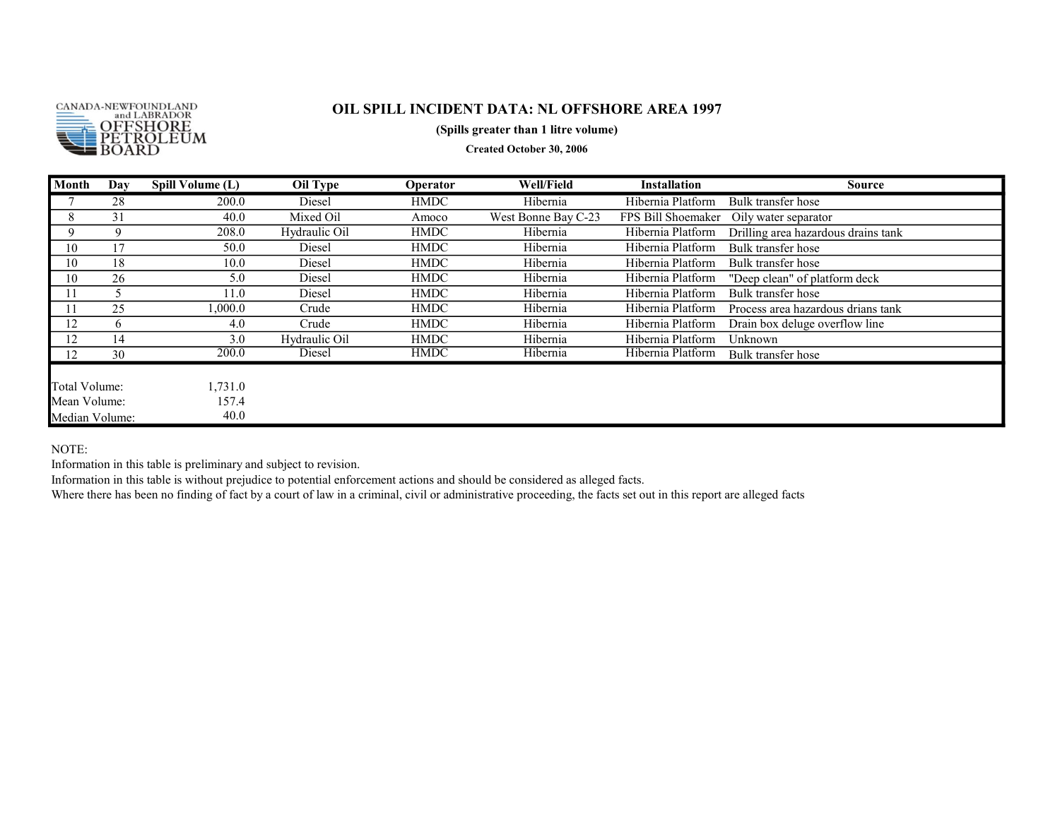CANADA-NEWFOUNDLAND and LABRADOR OFFSHORE PETROLEUM BOARD

# OIL SPILL INCIDENT DATA: NL OFFSHORE AREA 1997

**(Spills greater than 1 litre volume)**

**Created October 30, 2006**

| Month | Day | Spill Volume (L) | Oil Type | Operator | Well/Field | Installation | Source |
|---|---|---|---|---|---|---|---|
| 7 | 28 | 200.0 | Diesel | HMDC | Hibernia | Hibernia Platform | Bulk transfer hose |
| 8 | 31 | 40.0 | Mixed Oil | Amoco | West Bonne Bay C-23 | FPS Bill Shoemaker | Oily water separator |
| 9 | 9 | 208.0 | Hydraulic Oil | HMDC | Hibernia | Hibernia Platform | Drilling area hazardous drains tank |
| 10 | 17 | 50.0 | Diesel | HMDC | Hibernia | Hibernia Platform | Bulk transfer hose |
| 10 | 18 | 10.0 | Diesel | HMDC | Hibernia | Hibernia Platform | Bulk transfer hose |
| 10 | 26 | 5.0 | Diesel | HMDC | Hibernia | Hibernia Platform | "Deep clean" of platform deck |
| 11 | 5 | 11.0 | Diesel | HMDC | Hibernia | Hibernia Platform | Bulk transfer hose |
| 11 | 25 | 1,000.0 | Crude | HMDC | Hibernia | Hibernia Platform | Process area hazardous drians tank |
| 12 | 6 | 4.0 | Crude | HMDC | Hibernia | Hibernia Platform | Drain box deluge overflow line |
| 12 | 14 | 3.0 | Hydraulic Oil | HMDC | Hibernia | Hibernia Platform | Unknown |
| 12 | 30 | 200.0 | Diesel | HMDC | Hibernia | Hibernia Platform | Bulk transfer hose |

Total Volume: 1,731.0
Mean Volume: 157.4
Median Volume: 40.0

NOTE:
Information in this table is preliminary and subject to revision.
Information in this table is without prejudice to potential enforcement actions and should be considered as alleged facts.
Where there has been no finding of fact by a court of law in a criminal, civil or administrative proceeding, the facts set out in this report are alleged facts